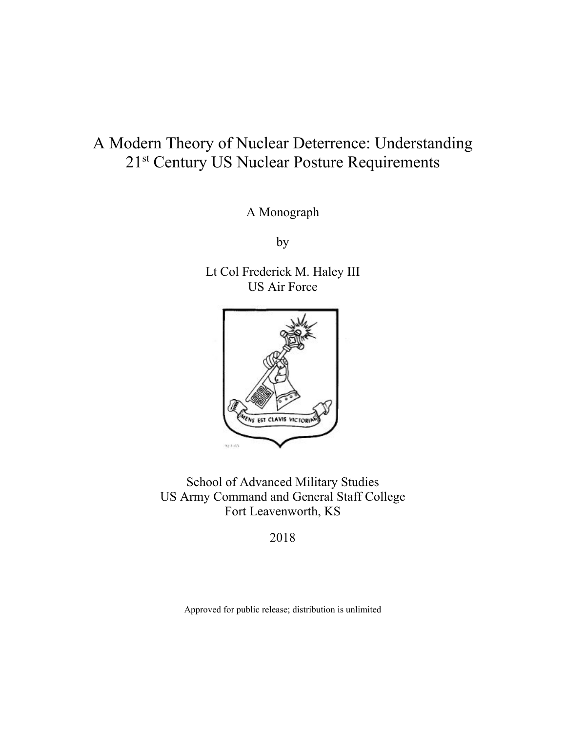# A Modern Theory of Nuclear Deterrence: Understanding 21st Century US Nuclear Posture Requirements

A Monograph

by

Lt Col Frederick M. Haley III
US Air Force

School of Advanced Military Studies
US Army Command and General Staff College
Fort Leavenworth, KS

2018

Approved for public release; distribution is unlimited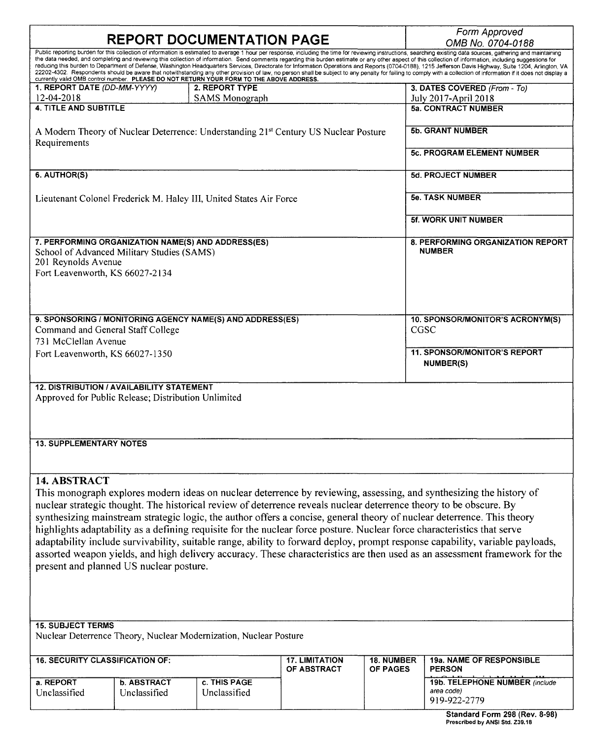# REPORT DOCUMENTATION PAGE

*Form Approved*
*OMB No. 0704-0188*

Public reporting burden for this collection of information is estimated to average 1 hour per response, including the time for reviewing instructions, searching existing data sources, gathering and maintaining the data needed, and completing and reviewing this collection of information. Send comments regarding this burden estimate or any other aspect of this collection of information, including suggestions for reducing this burden to Department of Defense, Washington Headquarters Services, Directorate for Information Operations and Reports (0704-0188), 1215 Jefferson Davis Highway, Suite 1204, Arlington, VA 22202-4302. Respondents should be aware that notwithstanding any other provision of law, no person shall be subject to any penalty for failing to comply with a collection of information if it does not display a currently valid OMB control number. **PLEASE DO NOT RETURN YOUR FORM TO THE ABOVE ADDRESS.**

| **1. REPORT DATE** *(DD-MM-YYYY)* | **2. REPORT TYPE** | **3. DATES COVERED** *(From - To)* |
|---|---|---|
| 12-04-2018 | SAMS Monograph | July 2017-April 2018 |

**4. TITLE AND SUBTITLE**

A Modern Theory of Nuclear Deterrence: Understanding 21st Century US Nuclear Posture Requirements

**5a. CONTRACT NUMBER**

**5b. GRANT NUMBER**

**5c. PROGRAM ELEMENT NUMBER**

**6. AUTHOR(S)**

Lieutenant Colonel Frederick M. Haley III, United States Air Force

**5d. PROJECT NUMBER**

**5e. TASK NUMBER**

**5f. WORK UNIT NUMBER**

**7. PERFORMING ORGANIZATION NAME(S) AND ADDRESS(ES)**
School of Advanced Military Studies (SAMS)
201 Reynolds Avenue
Fort Leavenworth, KS 66027-2134

**8. PERFORMING ORGANIZATION REPORT NUMBER**

**9. SPONSORING / MONITORING AGENCY NAME(S) AND ADDRESS(ES)**
Command and General Staff College
731 McClellan Avenue
Fort Leavenworth, KS 66027-1350

**10. SPONSOR/MONITOR'S ACRONYM(S)**
CGSC

**11. SPONSOR/MONITOR'S REPORT NUMBER(S)**

**12. DISTRIBUTION / AVAILABILITY STATEMENT**
Approved for Public Release; Distribution Unlimited

**13. SUPPLEMENTARY NOTES**

## 14. ABSTRACT

This monograph explores modern ideas on nuclear deterrence by reviewing, assessing, and synthesizing the history of nuclear strategic thought. The historical review of deterrence reveals nuclear deterrence theory to be obscure. By synthesizing mainstream strategic logic, the author offers a concise, general theory of nuclear deterrence. This theory highlights adaptability as a defining requisite for the nuclear force posture. Nuclear force characteristics that serve adaptability include survivability, suitable range, ability to forward deploy, prompt response capability, variable payloads, assorted weapon yields, and high delivery accuracy. These characteristics are then used as an assessment framework for the present and planned US nuclear posture.

**15. SUBJECT TERMS**
Nuclear Deterrence Theory, Nuclear Modernization, Nuclear Posture

| **16. SECURITY CLASSIFICATION OF:** | | | **17. LIMITATION OF ABSTRACT** | **18. NUMBER OF PAGES** | **19a. NAME OF RESPONSIBLE PERSON** |
|---|---|---|---|---|---|
| **a. REPORT** | **b. ABSTRACT** | **c. THIS PAGE** | | | **19b. TELEPHONE NUMBER** *(include area code)* |
| Unclassified | Unclassified | Unclassified | | | 919-922-2779 |

**Standard Form 298 (Rev. 8-98)**
**Prescribed by ANSI Std. Z39.18**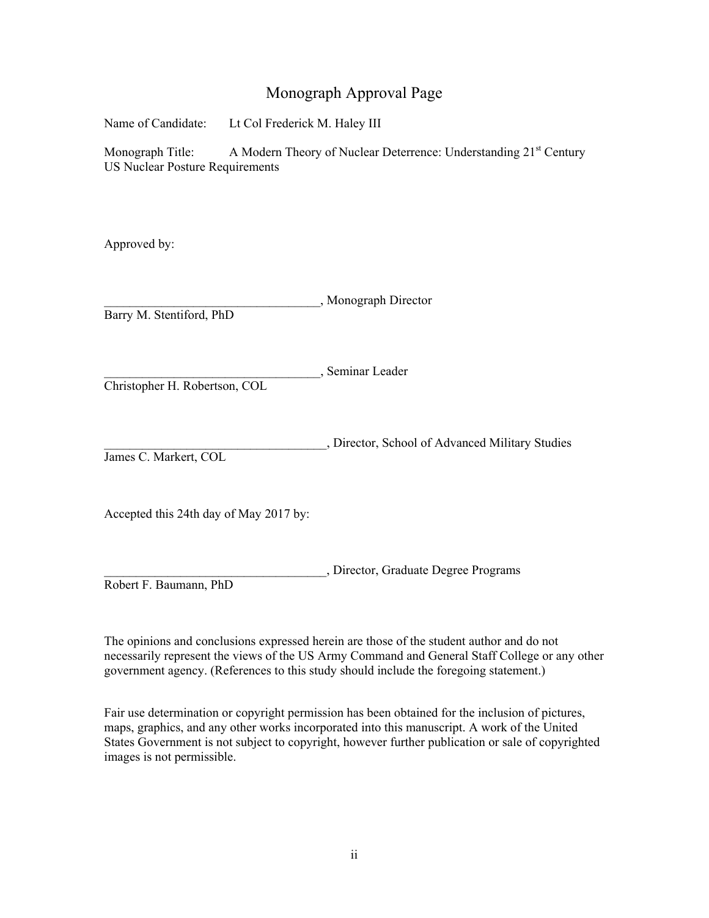# Monograph Approval Page

Name of Candidate: Lt Col Frederick M. Haley III

Monograph Title: A Modern Theory of Nuclear Deterrence: Understanding 21st Century US Nuclear Posture Requirements

Approved by:

__________________________________, Monograph Director
Barry M. Stentiford, PhD

__________________________________, Seminar Leader
Christopher H. Robertson, COL

___________________________________, Director, School of Advanced Military Studies
James C. Markert, COL

Accepted this 24th day of May 2017 by:

___________________________________, Director, Graduate Degree Programs
Robert F. Baumann, PhD

The opinions and conclusions expressed herein are those of the student author and do not necessarily represent the views of the US Army Command and General Staff College or any other government agency. (References to this study should include the foregoing statement.)

Fair use determination or copyright permission has been obtained for the inclusion of pictures, maps, graphics, and any other works incorporated into this manuscript. A work of the United States Government is not subject to copyright, however further publication or sale of copyrighted images is not permissible.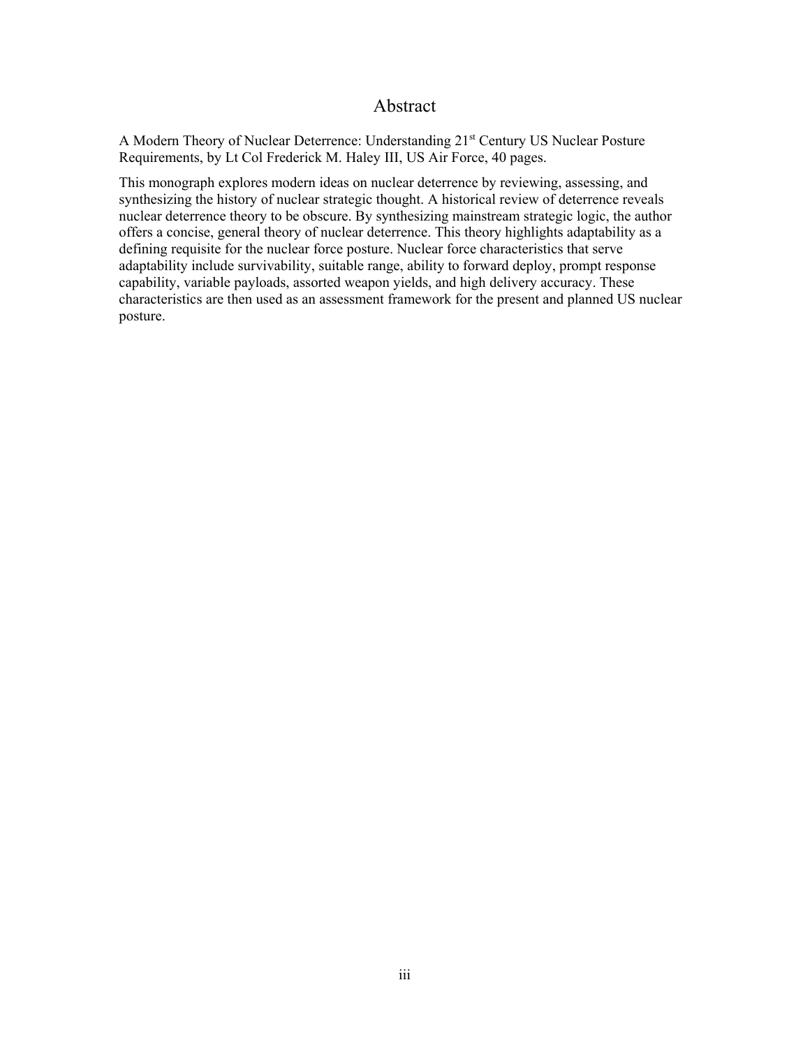# Abstract

A Modern Theory of Nuclear Deterrence: Understanding 21st Century US Nuclear Posture Requirements, by Lt Col Frederick M. Haley III, US Air Force, 40 pages.

This monograph explores modern ideas on nuclear deterrence by reviewing, assessing, and synthesizing the history of nuclear strategic thought. A historical review of deterrence reveals nuclear deterrence theory to be obscure. By synthesizing mainstream strategic logic, the author offers a concise, general theory of nuclear deterrence. This theory highlights adaptability as a defining requisite for the nuclear force posture. Nuclear force characteristics that serve adaptability include survivability, suitable range, ability to forward deploy, prompt response capability, variable payloads, assorted weapon yields, and high delivery accuracy. These characteristics are then used as an assessment framework for the present and planned US nuclear posture.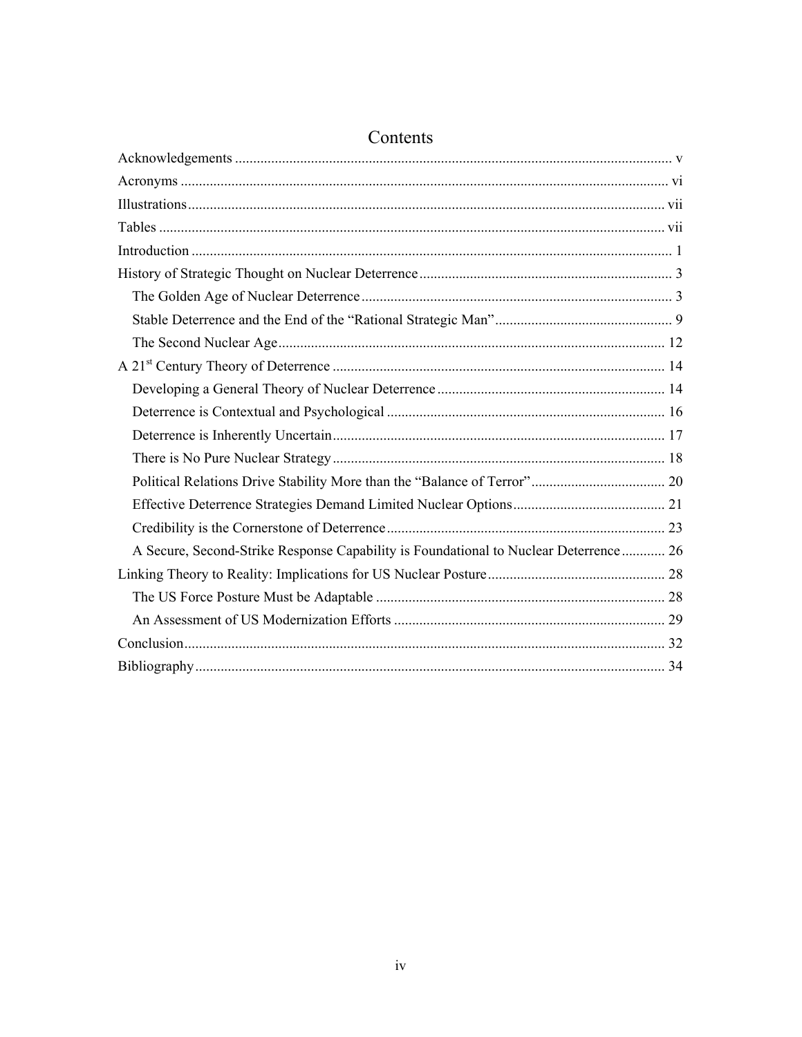# Contents

Acknowledgements ........................................................................................................................ v

Acronyms ...................................................................................................................................... vi

Illustrations.................................................................................................................................. vii

Tables .......................................................................................................................................... vii

Introduction ................................................................................................................................... 1

History of Strategic Thought on Nuclear Deterrence..................................................................... 3

- The Golden Age of Nuclear Deterrence..................................................................................... 3
- Stable Deterrence and the End of the "Rational Strategic Man"................................................ 9
- The Second Nuclear Age.......................................................................................................... 12

A 21st Century Theory of Deterrence ........................................................................................... 14

- Developing a General Theory of Nuclear Deterrence .............................................................. 14
- Deterrence is Contextual and Psychological ............................................................................ 16
- Deterrence is Inherently Uncertain........................................................................................... 17
- There is No Pure Nuclear Strategy........................................................................................... 18
- Political Relations Drive Stability More than the "Balance of Terror"..................................... 20
- Effective Deterrence Strategies Demand Limited Nuclear Options.......................................... 21
- Credibility is the Cornerstone of Deterrence............................................................................ 23
- A Secure, Second-Strike Response Capability is Foundational to Nuclear Deterrence............ 26

Linking Theory to Reality: Implications for US Nuclear Posture................................................ 28

- The US Force Posture Must be Adaptable ............................................................................... 28
- An Assessment of US Modernization Efforts .......................................................................... 29

Conclusion.................................................................................................................................... 32

Bibliography................................................................................................................................. 34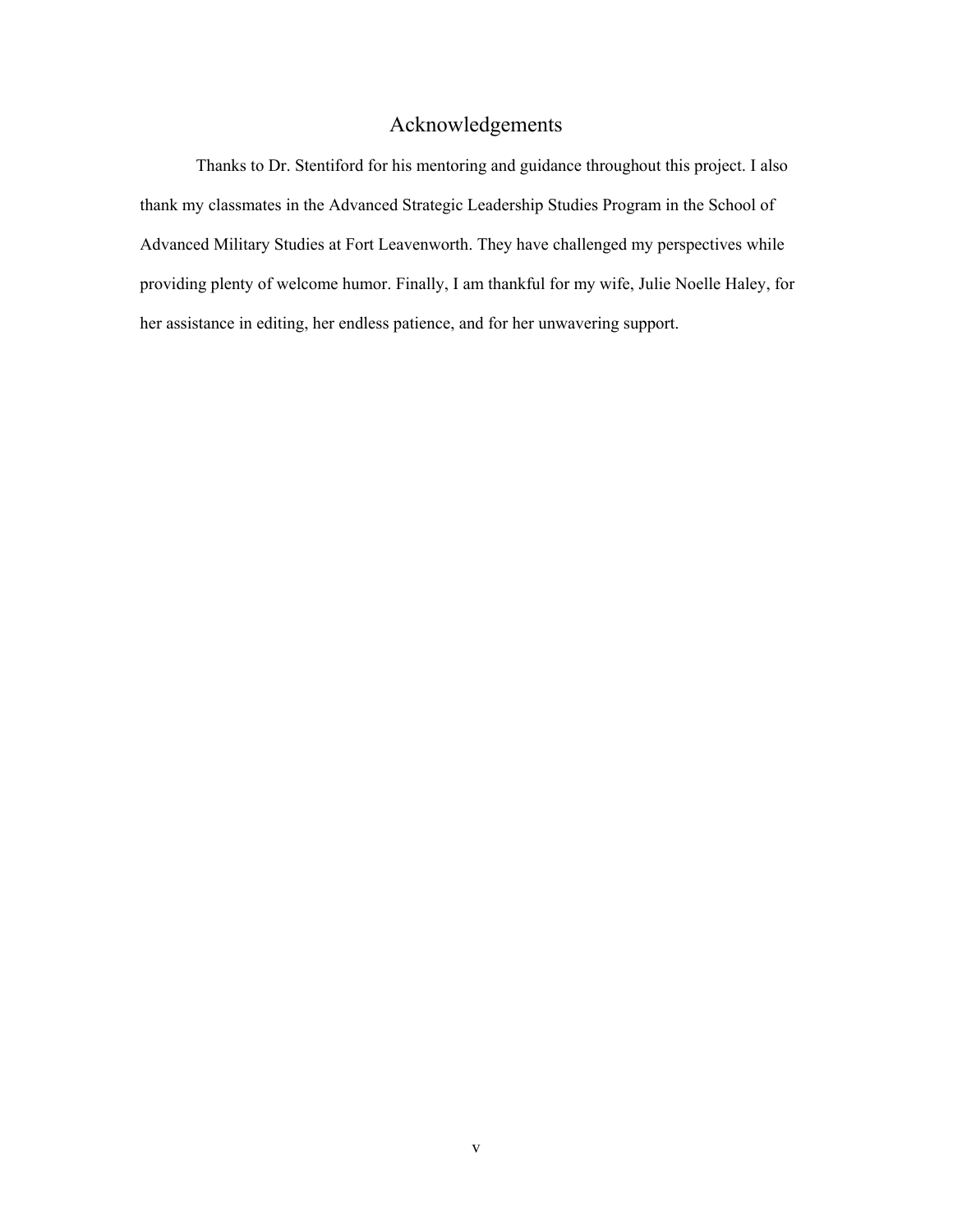# Acknowledgements

Thanks to Dr. Stentiford for his mentoring and guidance throughout this project. I also thank my classmates in the Advanced Strategic Leadership Studies Program in the School of Advanced Military Studies at Fort Leavenworth. They have challenged my perspectives while providing plenty of welcome humor. Finally, I am thankful for my wife, Julie Noelle Haley, for her assistance in editing, her endless patience, and for her unwavering support.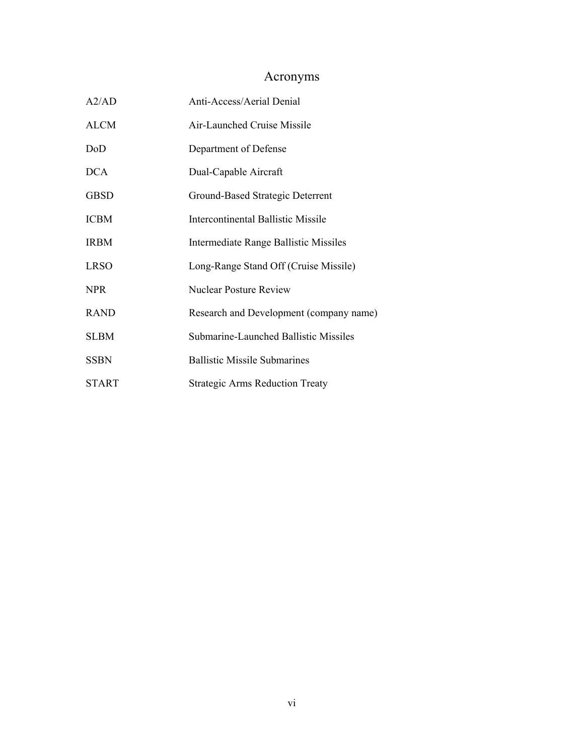# Acronyms

| | |
|---|---|
| A2/AD | Anti-Access/Aerial Denial |
| ALCM | Air-Launched Cruise Missile |
| DoD | Department of Defense |
| DCA | Dual-Capable Aircraft |
| GBSD | Ground-Based Strategic Deterrent |
| ICBM | Intercontinental Ballistic Missile |
| IRBM | Intermediate Range Ballistic Missiles |
| LRSO | Long-Range Stand Off (Cruise Missile) |
| NPR | Nuclear Posture Review |
| RAND | Research and Development (company name) |
| SLBM | Submarine-Launched Ballistic Missiles |
| SSBN | Ballistic Missile Submarines |
| START | Strategic Arms Reduction Treaty |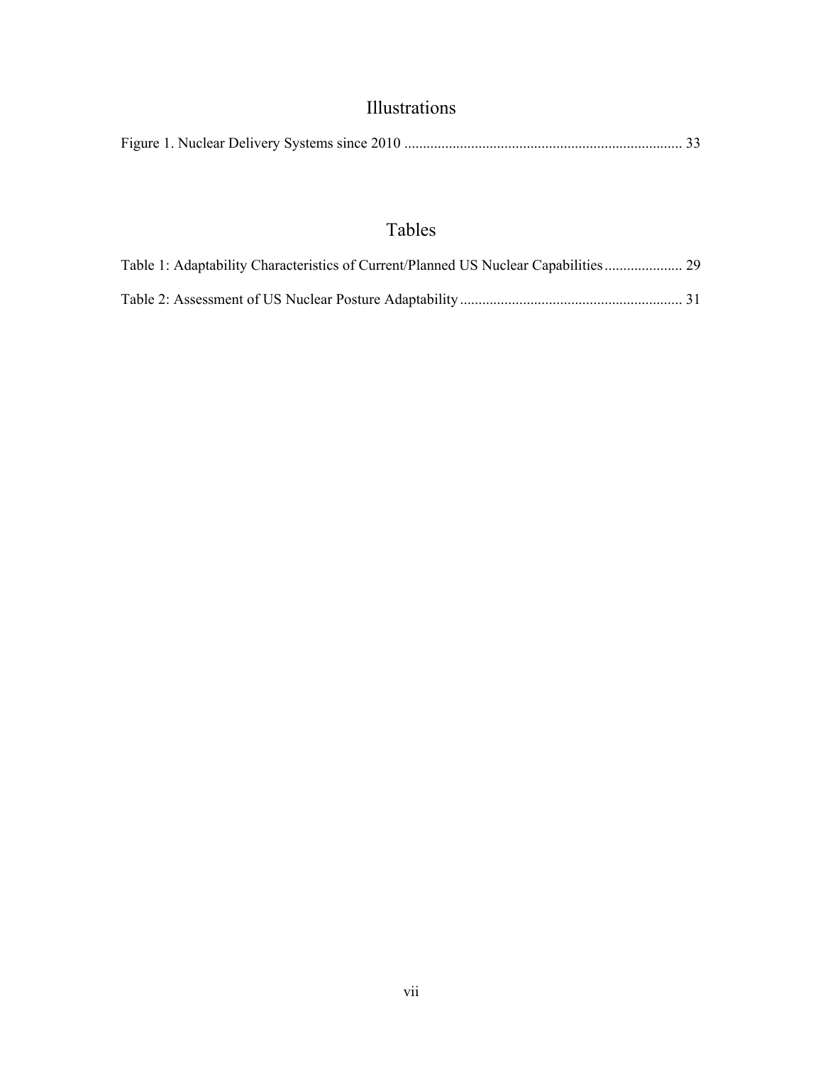# Illustrations

Figure 1. Nuclear Delivery Systems since 2010 .......................................................................... 33

# Tables

Table 1: Adaptability Characteristics of Current/Planned US Nuclear Capabilities..................... 29

Table 2: Assessment of US Nuclear Posture Adaptability........................................................... 31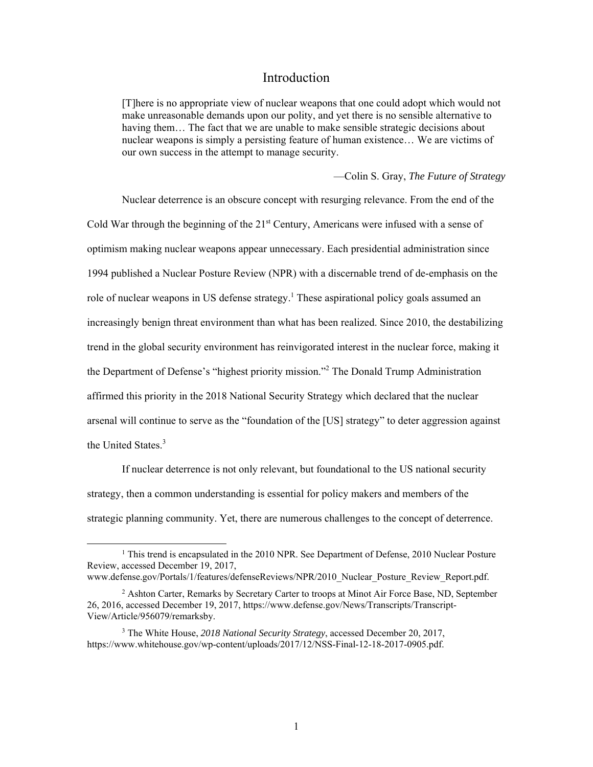# Introduction

> [T]here is no appropriate view of nuclear weapons that one could adopt which would not make unreasonable demands upon our polity, and yet there is no sensible alternative to having them… The fact that we are unable to make sensible strategic decisions about nuclear weapons is simply a persisting feature of human existence… We are victims of our own success in the attempt to manage security.
>
> —Colin S. Gray, *The Future of Strategy*

Nuclear deterrence is an obscure concept with resurging relevance. From the end of the Cold War through the beginning of the 21st Century, Americans were infused with a sense of optimism making nuclear weapons appear unnecessary. Each presidential administration since 1994 published a Nuclear Posture Review (NPR) with a discernable trend of de-emphasis on the role of nuclear weapons in US defense strategy.[1] These aspirational policy goals assumed an increasingly benign threat environment than what has been realized. Since 2010, the destabilizing trend in the global security environment has reinvigorated interest in the nuclear force, making it the Department of Defense's "highest priority mission."[2] The Donald Trump Administration affirmed this priority in the 2018 National Security Strategy which declared that the nuclear arsenal will continue to serve as the "foundation of the [US] strategy" to deter aggression against the United States.[3]

If nuclear deterrence is not only relevant, but foundational to the US national security strategy, then a common understanding is essential for policy makers and members of the strategic planning community. Yet, there are numerous challenges to the concept of deterrence.

---

[1] This trend is encapsulated in the 2010 NPR. See Department of Defense, 2010 Nuclear Posture Review, accessed December 19, 2017, www.defense.gov/Portals/1/features/defenseReviews/NPR/2010_Nuclear_Posture_Review_Report.pdf.

[2] Ashton Carter, Remarks by Secretary Carter to troops at Minot Air Force Base, ND, September 26, 2016, accessed December 19, 2017, https://www.defense.gov/News/Transcripts/Transcript-View/Article/956079/remarksby.

[3] The White House, *2018 National Security Strategy*, accessed December 20, 2017, https://www.whitehouse.gov/wp-content/uploads/2017/12/NSS-Final-12-18-2017-0905.pdf.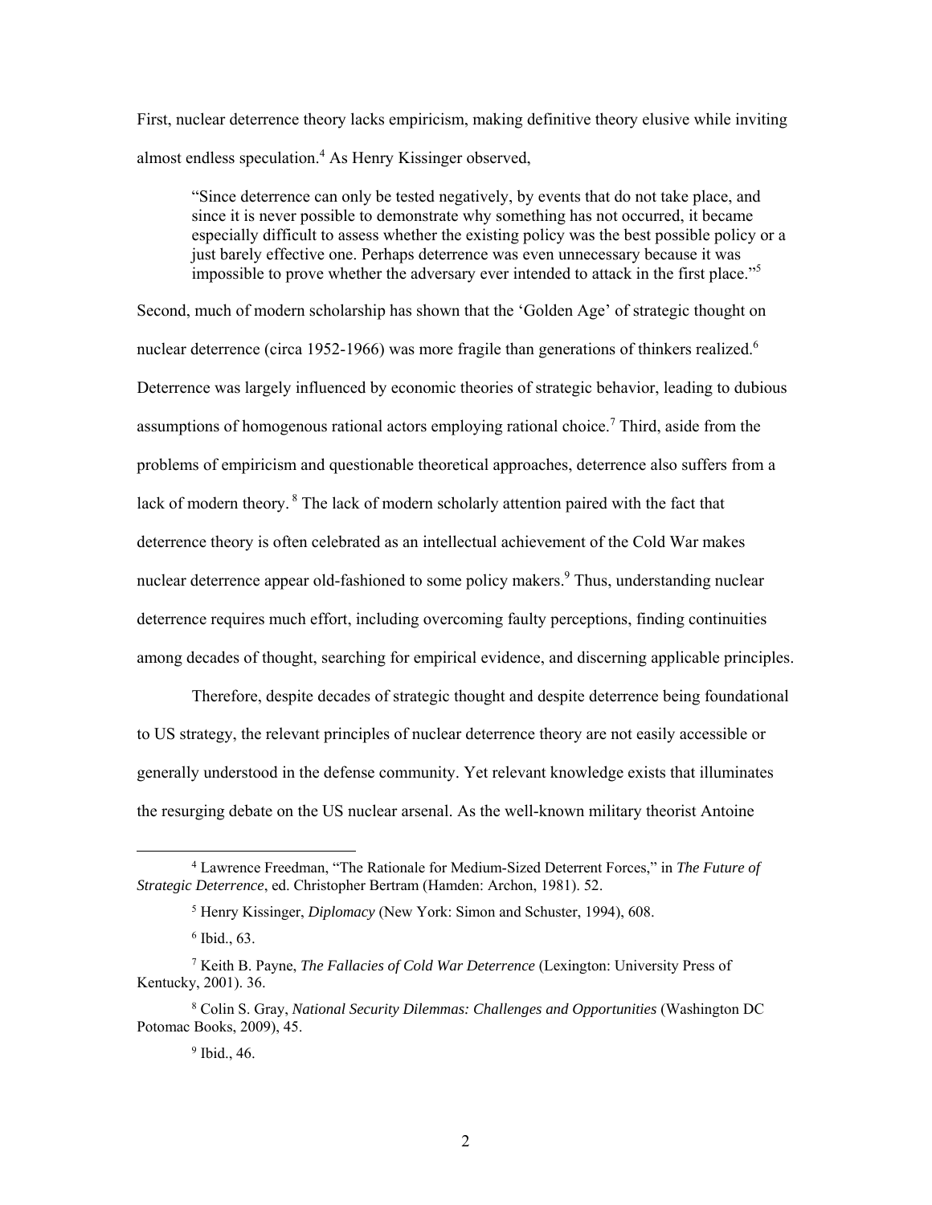First, nuclear deterrence theory lacks empiricism, making definitive theory elusive while inviting almost endless speculation.[4] As Henry Kissinger observed,

> "Since deterrence can only be tested negatively, by events that do not take place, and since it is never possible to demonstrate why something has not occurred, it became especially difficult to assess whether the existing policy was the best possible policy or a just barely effective one. Perhaps deterrence was even unnecessary because it was impossible to prove whether the adversary ever intended to attack in the first place."[5]

Second, much of modern scholarship has shown that the 'Golden Age' of strategic thought on nuclear deterrence (circa 1952-1966) was more fragile than generations of thinkers realized.[6] Deterrence was largely influenced by economic theories of strategic behavior, leading to dubious assumptions of homogenous rational actors employing rational choice.[7] Third, aside from the problems of empiricism and questionable theoretical approaches, deterrence also suffers from a lack of modern theory.[8] The lack of modern scholarly attention paired with the fact that deterrence theory is often celebrated as an intellectual achievement of the Cold War makes nuclear deterrence appear old-fashioned to some policy makers.[9] Thus, understanding nuclear deterrence requires much effort, including overcoming faulty perceptions, finding continuities among decades of thought, searching for empirical evidence, and discerning applicable principles.

Therefore, despite decades of strategic thought and despite deterrence being foundational to US strategy, the relevant principles of nuclear deterrence theory are not easily accessible or generally understood in the defense community. Yet relevant knowledge exists that illuminates the resurging debate on the US nuclear arsenal. As the well-known military theorist Antoine

---

[4] Lawrence Freedman, "The Rationale for Medium-Sized Deterrent Forces," in *The Future of Strategic Deterrence*, ed. Christopher Bertram (Hamden: Archon, 1981). 52.

[5] Henry Kissinger, *Diplomacy* (New York: Simon and Schuster, 1994), 608.

[6] Ibid., 63.

[7] Keith B. Payne, *The Fallacies of Cold War Deterrence* (Lexington: University Press of Kentucky, 2001). 36.

[8] Colin S. Gray, *National Security Dilemmas: Challenges and Opportunities* (Washington DC Potomac Books, 2009), 45.

[9] Ibid., 46.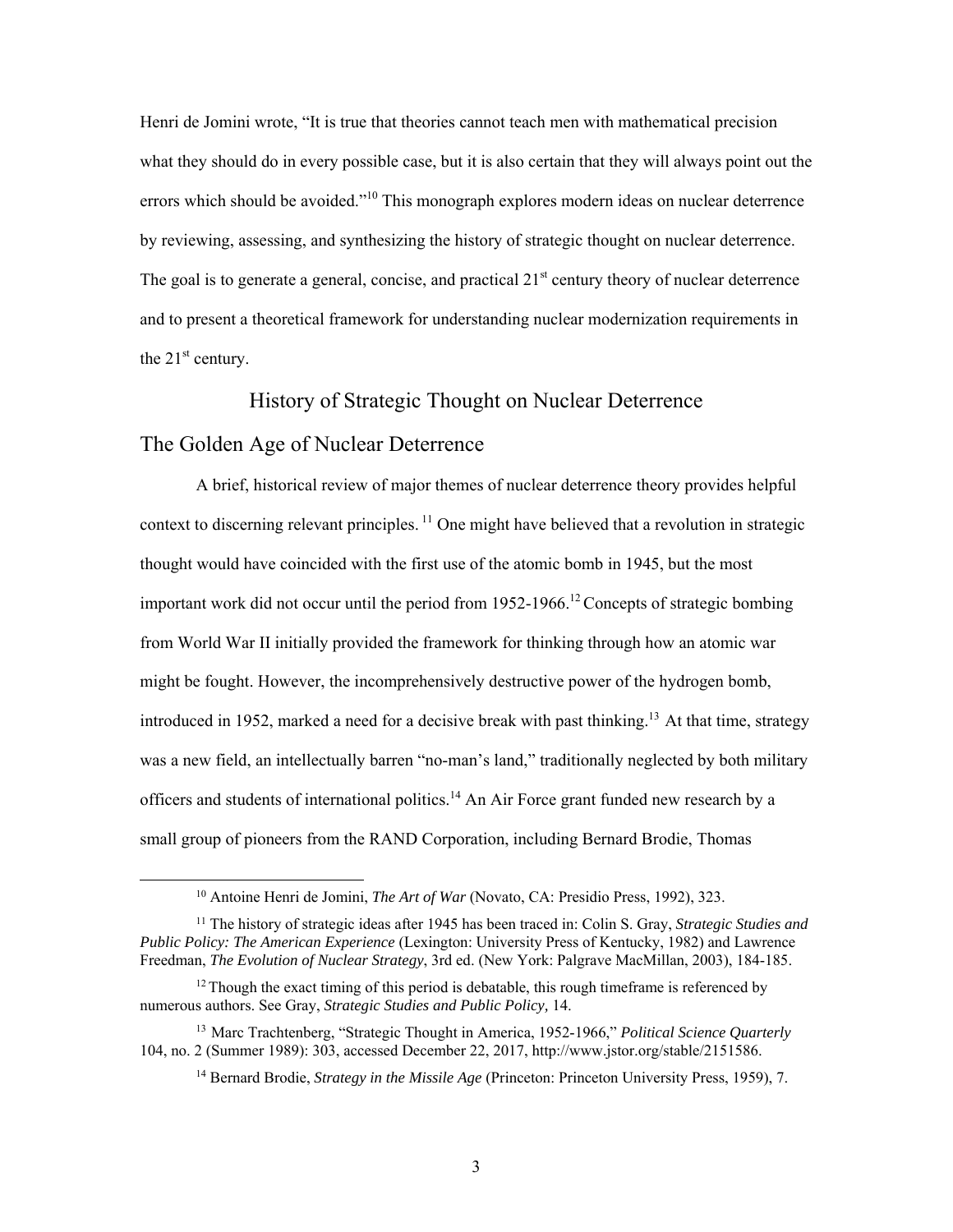Henri de Jomini wrote, "It is true that theories cannot teach men with mathematical precision what they should do in every possible case, but it is also certain that they will always point out the errors which should be avoided."[10] This monograph explores modern ideas on nuclear deterrence by reviewing, assessing, and synthesizing the history of strategic thought on nuclear deterrence. The goal is to generate a general, concise, and practical 21st century theory of nuclear deterrence and to present a theoretical framework for understanding nuclear modernization requirements in the 21st century.

## History of Strategic Thought on Nuclear Deterrence

### The Golden Age of Nuclear Deterrence

A brief, historical review of major themes of nuclear deterrence theory provides helpful context to discerning relevant principles.[11] One might have believed that a revolution in strategic thought would have coincided with the first use of the atomic bomb in 1945, but the most important work did not occur until the period from 1952-1966.[12] Concepts of strategic bombing from World War II initially provided the framework for thinking through how an atomic war might be fought. However, the incomprehensively destructive power of the hydrogen bomb, introduced in 1952, marked a need for a decisive break with past thinking.[13] At that time, strategy was a new field, an intellectually barren "no-man's land," traditionally neglected by both military officers and students of international politics.[14] An Air Force grant funded new research by a small group of pioneers from the RAND Corporation, including Bernard Brodie, Thomas

---

[10] Antoine Henri de Jomini, *The Art of War* (Novato, CA: Presidio Press, 1992), 323.

[11] The history of strategic ideas after 1945 has been traced in: Colin S. Gray, *Strategic Studies and Public Policy: The American Experience* (Lexington: University Press of Kentucky, 1982) and Lawrence Freedman, *The Evolution of Nuclear Strategy*, 3rd ed. (New York: Palgrave MacMillan, 2003), 184-185.

[12] Though the exact timing of this period is debatable, this rough timeframe is referenced by numerous authors. See Gray, *Strategic Studies and Public Policy,* 14.

[13] Marc Trachtenberg, "Strategic Thought in America, 1952-1966," *Political Science Quarterly* 104, no. 2 (Summer 1989): 303, accessed December 22, 2017, http://www.jstor.org/stable/2151586.

[14] Bernard Brodie, *Strategy in the Missile Age* (Princeton: Princeton University Press, 1959), 7.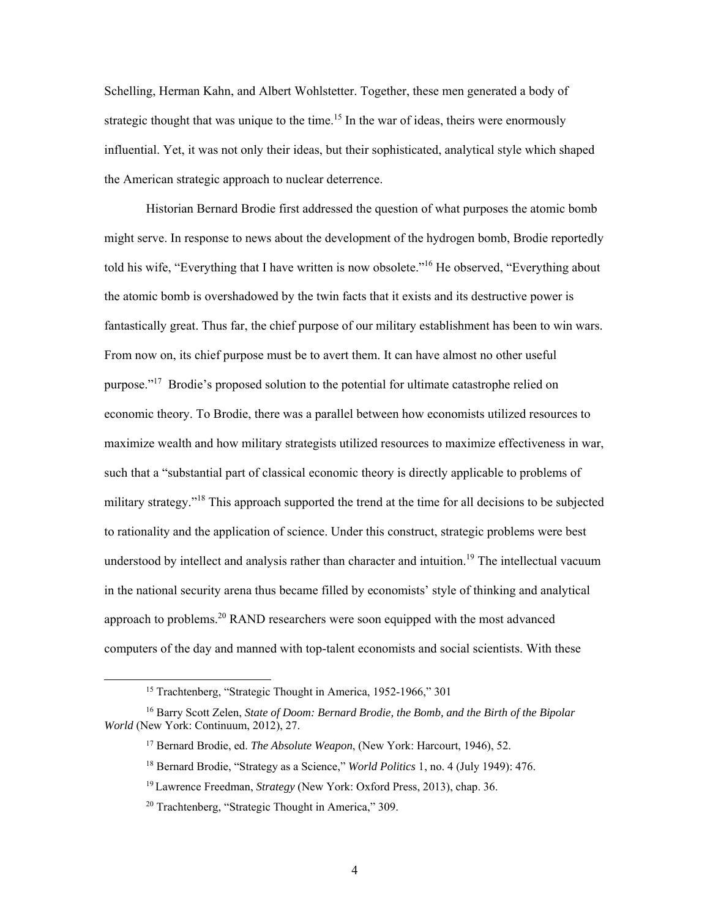Schelling, Herman Kahn, and Albert Wohlstetter. Together, these men generated a body of strategic thought that was unique to the time.[15] In the war of ideas, theirs were enormously influential. Yet, it was not only their ideas, but their sophisticated, analytical style which shaped the American strategic approach to nuclear deterrence.

Historian Bernard Brodie first addressed the question of what purposes the atomic bomb might serve. In response to news about the development of the hydrogen bomb, Brodie reportedly told his wife, "Everything that I have written is now obsolete."[16] He observed, "Everything about the atomic bomb is overshadowed by the twin facts that it exists and its destructive power is fantastically great. Thus far, the chief purpose of our military establishment has been to win wars. From now on, its chief purpose must be to avert them. It can have almost no other useful purpose."[17] Brodie's proposed solution to the potential for ultimate catastrophe relied on economic theory. To Brodie, there was a parallel between how economists utilized resources to maximize wealth and how military strategists utilized resources to maximize effectiveness in war, such that a "substantial part of classical economic theory is directly applicable to problems of military strategy."[18] This approach supported the trend at the time for all decisions to be subjected to rationality and the application of science. Under this construct, strategic problems were best understood by intellect and analysis rather than character and intuition.[19] The intellectual vacuum in the national security arena thus became filled by economists' style of thinking and analytical approach to problems.[20] RAND researchers were soon equipped with the most advanced computers of the day and manned with top-talent economists and social scientists. With these

---

[15] Trachtenberg, "Strategic Thought in America, 1952-1966," 301

[16] Barry Scott Zelen, *State of Doom: Bernard Brodie, the Bomb, and the Birth of the Bipolar World* (New York: Continuum, 2012), 27.

[17] Bernard Brodie, ed. *The Absolute Weapon*, (New York: Harcourt, 1946), 52.

[18] Bernard Brodie, "Strategy as a Science," *World Politics* 1, no. 4 (July 1949): 476.

[19] Lawrence Freedman, *Strategy* (New York: Oxford Press, 2013), chap. 36.

[20] Trachtenberg, "Strategic Thought in America," 309.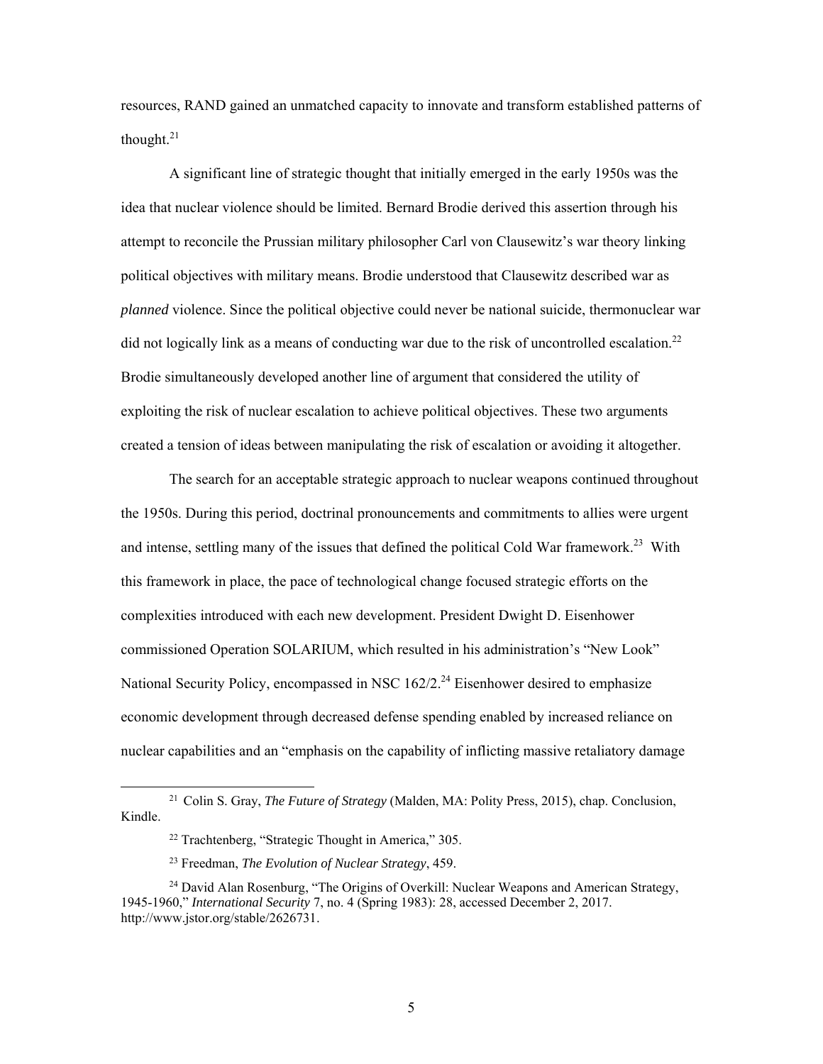resources, RAND gained an unmatched capacity to innovate and transform established patterns of thought.[21]

A significant line of strategic thought that initially emerged in the early 1950s was the idea that nuclear violence should be limited. Bernard Brodie derived this assertion through his attempt to reconcile the Prussian military philosopher Carl von Clausewitz's war theory linking political objectives with military means. Brodie understood that Clausewitz described war as *planned* violence. Since the political objective could never be national suicide, thermonuclear war did not logically link as a means of conducting war due to the risk of uncontrolled escalation.[22] Brodie simultaneously developed another line of argument that considered the utility of exploiting the risk of nuclear escalation to achieve political objectives. These two arguments created a tension of ideas between manipulating the risk of escalation or avoiding it altogether.

The search for an acceptable strategic approach to nuclear weapons continued throughout the 1950s. During this period, doctrinal pronouncements and commitments to allies were urgent and intense, settling many of the issues that defined the political Cold War framework.[23] With this framework in place, the pace of technological change focused strategic efforts on the complexities introduced with each new development. President Dwight D. Eisenhower commissioned Operation SOLARIUM, which resulted in his administration's "New Look" National Security Policy, encompassed in NSC 162/2.[24] Eisenhower desired to emphasize economic development through decreased defense spending enabled by increased reliance on nuclear capabilities and an "emphasis on the capability of inflicting massive retaliatory damage

---

[21] Colin S. Gray, *The Future of Strategy* (Malden, MA: Polity Press, 2015), chap. Conclusion, Kindle.

[22] Trachtenberg, "Strategic Thought in America," 305.

[23] Freedman, *The Evolution of Nuclear Strategy*, 459.

[24] David Alan Rosenburg, "The Origins of Overkill: Nuclear Weapons and American Strategy, 1945-1960," *International Security* 7, no. 4 (Spring 1983): 28, accessed December 2, 2017. http://www.jstor.org/stable/2626731.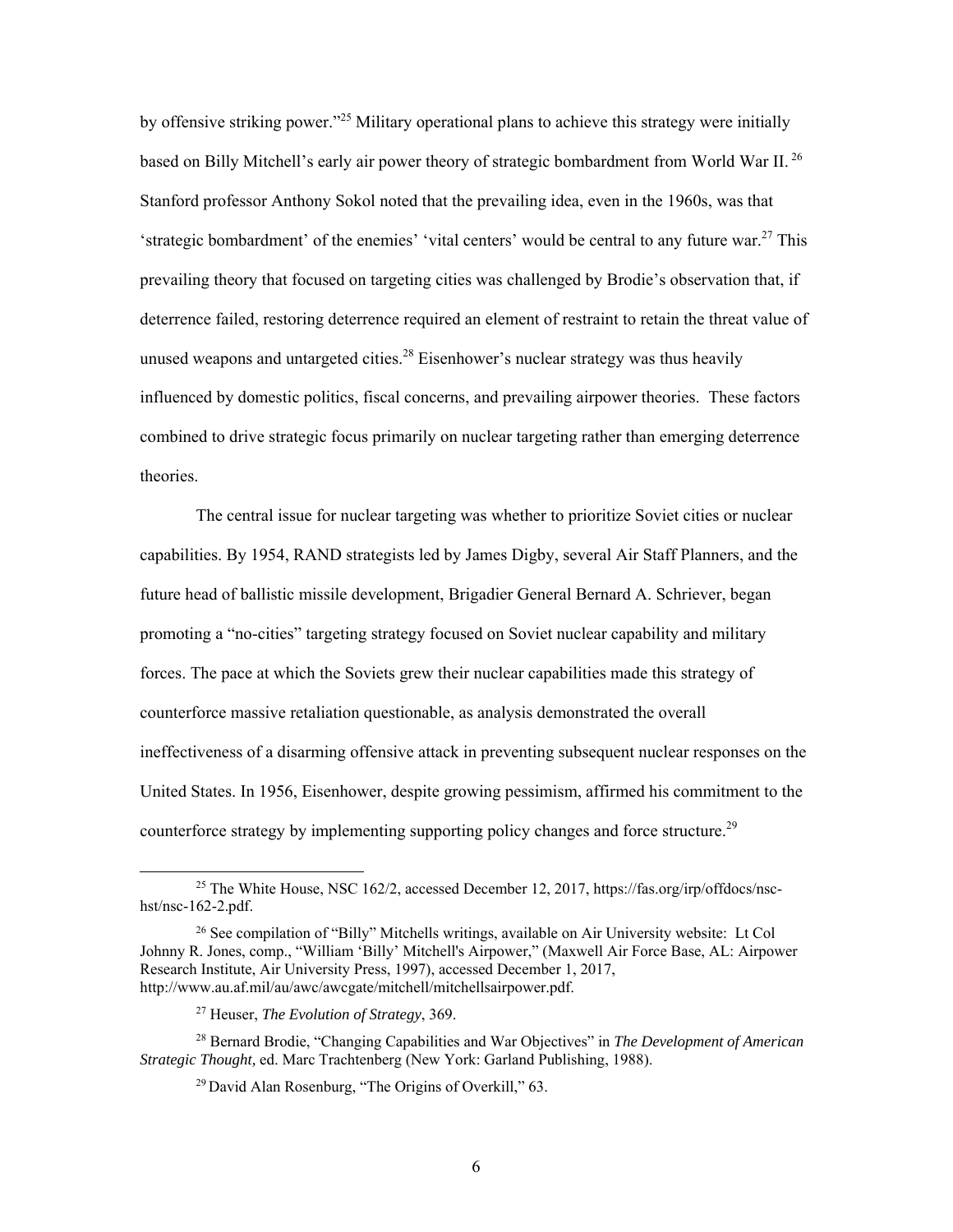by offensive striking power."[25] Military operational plans to achieve this strategy were initially based on Billy Mitchell's early air power theory of strategic bombardment from World War II.[26] Stanford professor Anthony Sokol noted that the prevailing idea, even in the 1960s, was that 'strategic bombardment' of the enemies' 'vital centers' would be central to any future war.[27] This prevailing theory that focused on targeting cities was challenged by Brodie's observation that, if deterrence failed, restoring deterrence required an element of restraint to retain the threat value of unused weapons and untargeted cities.[28] Eisenhower's nuclear strategy was thus heavily influenced by domestic politics, fiscal concerns, and prevailing airpower theories. These factors combined to drive strategic focus primarily on nuclear targeting rather than emerging deterrence theories.

The central issue for nuclear targeting was whether to prioritize Soviet cities or nuclear capabilities. By 1954, RAND strategists led by James Digby, several Air Staff Planners, and the future head of ballistic missile development, Brigadier General Bernard A. Schriever, began promoting a "no-cities" targeting strategy focused on Soviet nuclear capability and military forces. The pace at which the Soviets grew their nuclear capabilities made this strategy of counterforce massive retaliation questionable, as analysis demonstrated the overall ineffectiveness of a disarming offensive attack in preventing subsequent nuclear responses on the United States. In 1956, Eisenhower, despite growing pessimism, affirmed his commitment to the counterforce strategy by implementing supporting policy changes and force structure.[29]

---

[25] The White House, NSC 162/2, accessed December 12, 2017, https://fas.org/irp/offdocs/nsc-hst/nsc-162-2.pdf.

[26] See compilation of "Billy" Mitchells writings, available on Air University website: Lt Col Johnny R. Jones, comp., "William 'Billy' Mitchell's Airpower," (Maxwell Air Force Base, AL: Airpower Research Institute, Air University Press, 1997), accessed December 1, 2017, http://www.au.af.mil/au/awc/awcgate/mitchell/mitchellsairpower.pdf.

[27] Heuser, *The Evolution of Strategy*, 369.

[28] Bernard Brodie, "Changing Capabilities and War Objectives" in *The Development of American Strategic Thought,* ed. Marc Trachtenberg (New York: Garland Publishing, 1988).

[29] David Alan Rosenburg, "The Origins of Overkill," 63.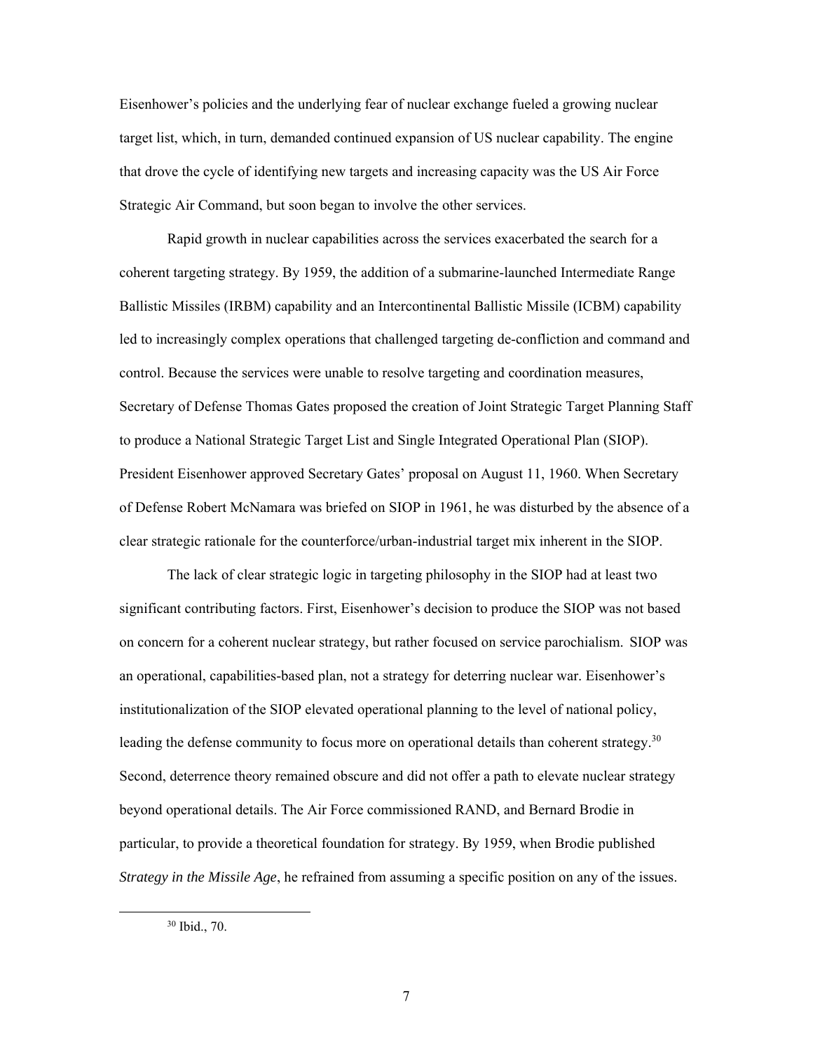Eisenhower's policies and the underlying fear of nuclear exchange fueled a growing nuclear target list, which, in turn, demanded continued expansion of US nuclear capability. The engine that drove the cycle of identifying new targets and increasing capacity was the US Air Force Strategic Air Command, but soon began to involve the other services.

Rapid growth in nuclear capabilities across the services exacerbated the search for a coherent targeting strategy. By 1959, the addition of a submarine-launched Intermediate Range Ballistic Missiles (IRBM) capability and an Intercontinental Ballistic Missile (ICBM) capability led to increasingly complex operations that challenged targeting de-confliction and command and control. Because the services were unable to resolve targeting and coordination measures, Secretary of Defense Thomas Gates proposed the creation of Joint Strategic Target Planning Staff to produce a National Strategic Target List and Single Integrated Operational Plan (SIOP). President Eisenhower approved Secretary Gates' proposal on August 11, 1960. When Secretary of Defense Robert McNamara was briefed on SIOP in 1961, he was disturbed by the absence of a clear strategic rationale for the counterforce/urban-industrial target mix inherent in the SIOP.

The lack of clear strategic logic in targeting philosophy in the SIOP had at least two significant contributing factors. First, Eisenhower's decision to produce the SIOP was not based on concern for a coherent nuclear strategy, but rather focused on service parochialism. SIOP was an operational, capabilities-based plan, not a strategy for deterring nuclear war. Eisenhower's institutionalization of the SIOP elevated operational planning to the level of national policy, leading the defense community to focus more on operational details than coherent strategy.[30] Second, deterrence theory remained obscure and did not offer a path to elevate nuclear strategy beyond operational details. The Air Force commissioned RAND, and Bernard Brodie in particular, to provide a theoretical foundation for strategy. By 1959, when Brodie published *Strategy in the Missile Age*, he refrained from assuming a specific position on any of the issues.

[30] Ibid., 70.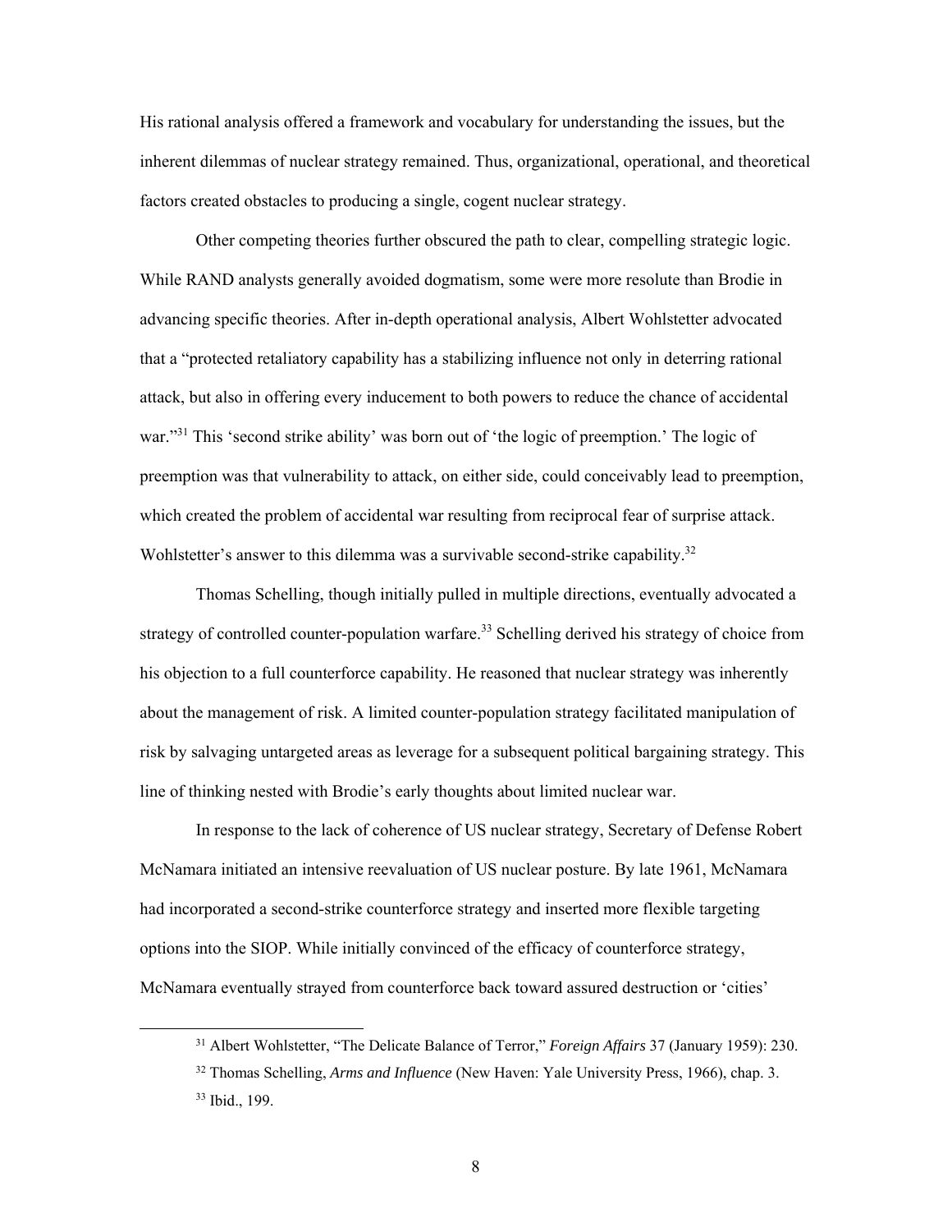His rational analysis offered a framework and vocabulary for understanding the issues, but the inherent dilemmas of nuclear strategy remained. Thus, organizational, operational, and theoretical factors created obstacles to producing a single, cogent nuclear strategy.

Other competing theories further obscured the path to clear, compelling strategic logic. While RAND analysts generally avoided dogmatism, some were more resolute than Brodie in advancing specific theories. After in-depth operational analysis, Albert Wohlstetter advocated that a "protected retaliatory capability has a stabilizing influence not only in deterring rational attack, but also in offering every inducement to both powers to reduce the chance of accidental war."[31] This 'second strike ability' was born out of 'the logic of preemption.' The logic of preemption was that vulnerability to attack, on either side, could conceivably lead to preemption, which created the problem of accidental war resulting from reciprocal fear of surprise attack. Wohlstetter's answer to this dilemma was a survivable second-strike capability.[32]

Thomas Schelling, though initially pulled in multiple directions, eventually advocated a strategy of controlled counter-population warfare.[33] Schelling derived his strategy of choice from his objection to a full counterforce capability. He reasoned that nuclear strategy was inherently about the management of risk. A limited counter-population strategy facilitated manipulation of risk by salvaging untargeted areas as leverage for a subsequent political bargaining strategy. This line of thinking nested with Brodie's early thoughts about limited nuclear war.

In response to the lack of coherence of US nuclear strategy, Secretary of Defense Robert McNamara initiated an intensive reevaluation of US nuclear posture. By late 1961, McNamara had incorporated a second-strike counterforce strategy and inserted more flexible targeting options into the SIOP. While initially convinced of the efficacy of counterforce strategy, McNamara eventually strayed from counterforce back toward assured destruction or 'cities'

[31] Albert Wohlstetter, "The Delicate Balance of Terror," *Foreign Affairs* 37 (January 1959): 230.

[32] Thomas Schelling, *Arms and Influence* (New Haven: Yale University Press, 1966), chap. 3.

[33] Ibid., 199.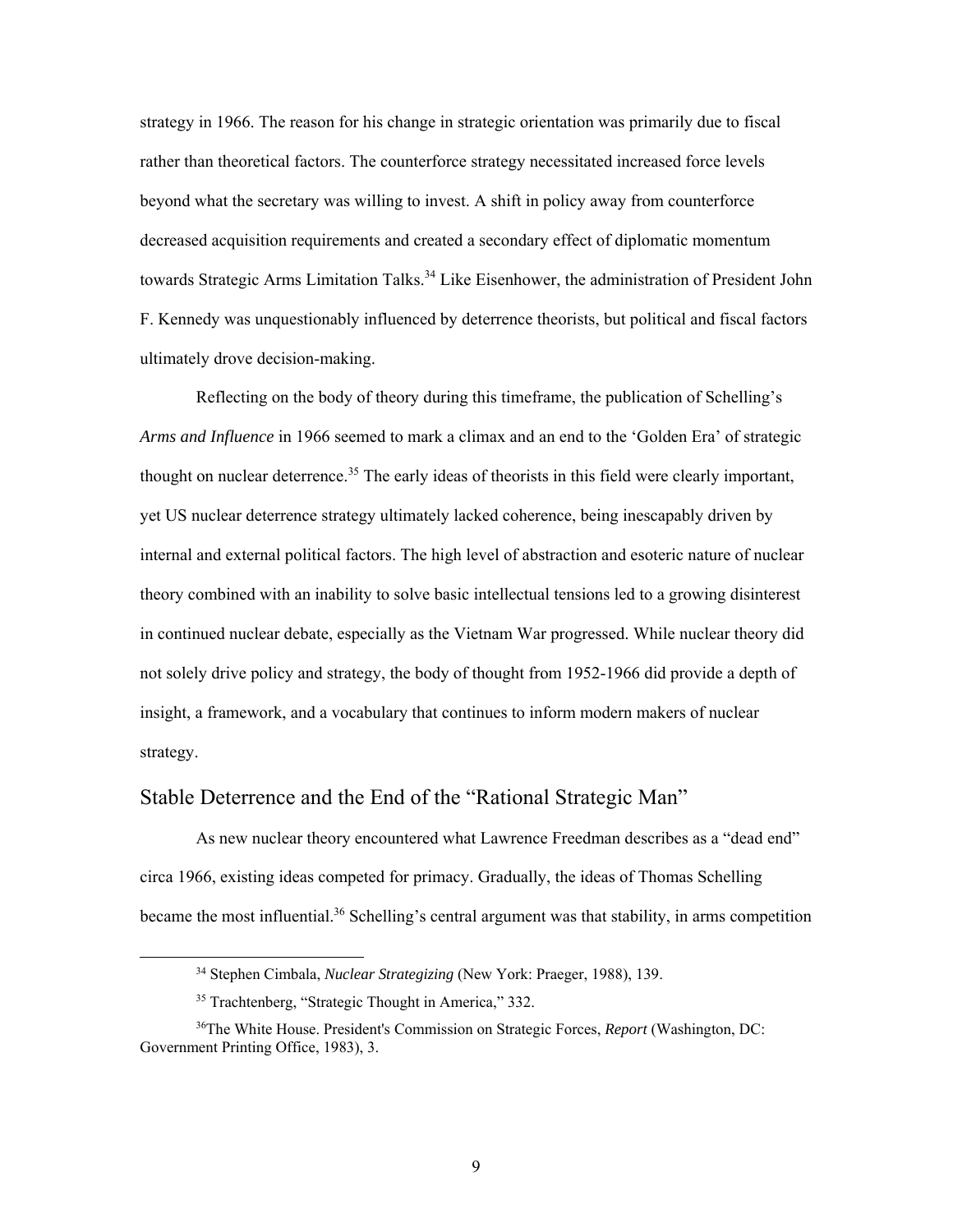strategy in 1966. The reason for his change in strategic orientation was primarily due to fiscal rather than theoretical factors. The counterforce strategy necessitated increased force levels beyond what the secretary was willing to invest. A shift in policy away from counterforce decreased acquisition requirements and created a secondary effect of diplomatic momentum towards Strategic Arms Limitation Talks.[34] Like Eisenhower, the administration of President John F. Kennedy was unquestionably influenced by deterrence theorists, but political and fiscal factors ultimately drove decision-making.

Reflecting on the body of theory during this timeframe, the publication of Schelling's *Arms and Influence* in 1966 seemed to mark a climax and an end to the 'Golden Era' of strategic thought on nuclear deterrence.[35] The early ideas of theorists in this field were clearly important, yet US nuclear deterrence strategy ultimately lacked coherence, being inescapably driven by internal and external political factors. The high level of abstraction and esoteric nature of nuclear theory combined with an inability to solve basic intellectual tensions led to a growing disinterest in continued nuclear debate, especially as the Vietnam War progressed. While nuclear theory did not solely drive policy and strategy, the body of thought from 1952-1966 did provide a depth of insight, a framework, and a vocabulary that continues to inform modern makers of nuclear strategy.

## Stable Deterrence and the End of the "Rational Strategic Man"

As new nuclear theory encountered what Lawrence Freedman describes as a "dead end" circa 1966, existing ideas competed for primacy. Gradually, the ideas of Thomas Schelling became the most influential.[36] Schelling's central argument was that stability, in arms competition

---

[34] Stephen Cimbala, *Nuclear Strategizing* (New York: Praeger, 1988), 139.

[35] Trachtenberg, "Strategic Thought in America," 332.

[36] The White House. President's Commission on Strategic Forces, *Report* (Washington, DC: Government Printing Office, 1983), 3.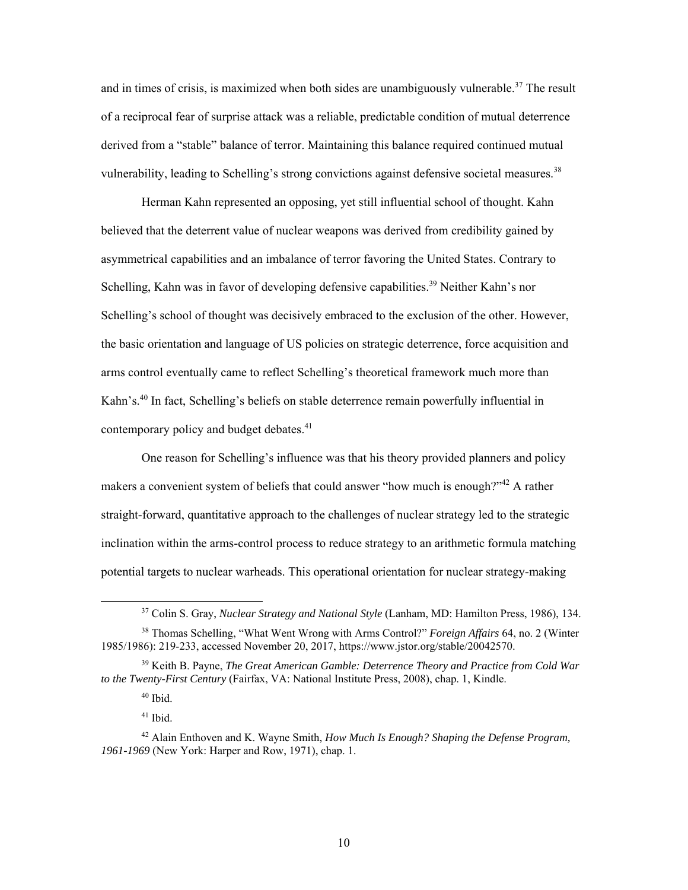and in times of crisis, is maximized when both sides are unambiguously vulnerable.[37] The result of a reciprocal fear of surprise attack was a reliable, predictable condition of mutual deterrence derived from a "stable" balance of terror. Maintaining this balance required continued mutual vulnerability, leading to Schelling's strong convictions against defensive societal measures.[38]

Herman Kahn represented an opposing, yet still influential school of thought. Kahn believed that the deterrent value of nuclear weapons was derived from credibility gained by asymmetrical capabilities and an imbalance of terror favoring the United States. Contrary to Schelling, Kahn was in favor of developing defensive capabilities.[39] Neither Kahn's nor Schelling's school of thought was decisively embraced to the exclusion of the other. However, the basic orientation and language of US policies on strategic deterrence, force acquisition and arms control eventually came to reflect Schelling's theoretical framework much more than Kahn's.[40] In fact, Schelling's beliefs on stable deterrence remain powerfully influential in contemporary policy and budget debates.[41]

One reason for Schelling's influence was that his theory provided planners and policy makers a convenient system of beliefs that could answer "how much is enough?"[42] A rather straight-forward, quantitative approach to the challenges of nuclear strategy led to the strategic inclination within the arms-control process to reduce strategy to an arithmetic formula matching potential targets to nuclear warheads. This operational orientation for nuclear strategy-making

---

[37] Colin S. Gray, *Nuclear Strategy and National Style* (Lanham, MD: Hamilton Press, 1986), 134.

[38] Thomas Schelling, "What Went Wrong with Arms Control?" *Foreign Affairs* 64, no. 2 (Winter 1985/1986): 219-233, accessed November 20, 2017, https://www.jstor.org/stable/20042570.

[39] Keith B. Payne, *The Great American Gamble: Deterrence Theory and Practice from Cold War to the Twenty-First Century* (Fairfax, VA: National Institute Press, 2008), chap. 1, Kindle.

[40] Ibid.

[41] Ibid.

[42] Alain Enthoven and K. Wayne Smith, *How Much Is Enough? Shaping the Defense Program, 1961-1969* (New York: Harper and Row, 1971), chap. 1.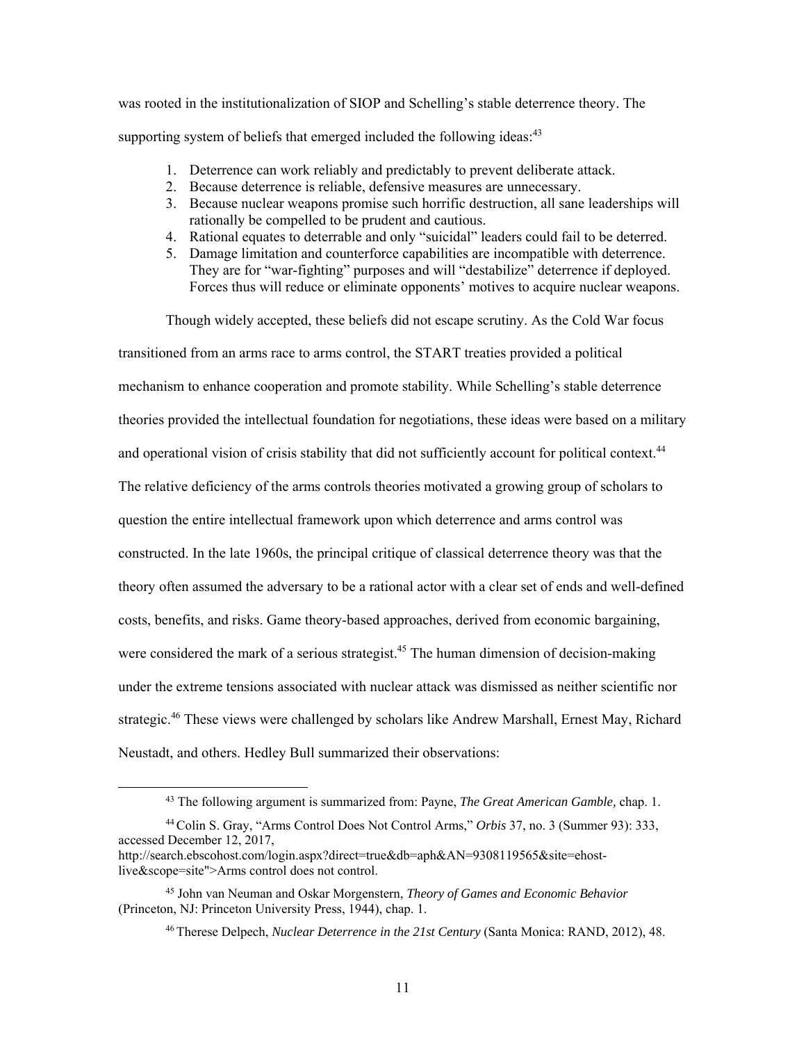was rooted in the institutionalization of SIOP and Schelling's stable deterrence theory. The supporting system of beliefs that emerged included the following ideas:[43]

1. Deterrence can work reliably and predictably to prevent deliberate attack.
2. Because deterrence is reliable, defensive measures are unnecessary.
3. Because nuclear weapons promise such horrific destruction, all sane leaderships will rationally be compelled to be prudent and cautious.
4. Rational equates to deterrable and only "suicidal" leaders could fail to be deterred.
5. Damage limitation and counterforce capabilities are incompatible with deterrence. They are for "war-fighting" purposes and will "destabilize" deterrence if deployed. Forces thus will reduce or eliminate opponents' motives to acquire nuclear weapons.

Though widely accepted, these beliefs did not escape scrutiny. As the Cold War focus transitioned from an arms race to arms control, the START treaties provided a political mechanism to enhance cooperation and promote stability. While Schelling's stable deterrence theories provided the intellectual foundation for negotiations, these ideas were based on a military and operational vision of crisis stability that did not sufficiently account for political context.[44] The relative deficiency of the arms controls theories motivated a growing group of scholars to question the entire intellectual framework upon which deterrence and arms control was constructed. In the late 1960s, the principal critique of classical deterrence theory was that the theory often assumed the adversary to be a rational actor with a clear set of ends and well-defined costs, benefits, and risks. Game theory-based approaches, derived from economic bargaining, were considered the mark of a serious strategist.[45] The human dimension of decision-making under the extreme tensions associated with nuclear attack was dismissed as neither scientific nor strategic.[46] These views were challenged by scholars like Andrew Marshall, Ernest May, Richard Neustadt, and others. Hedley Bull summarized their observations:

---

[43] The following argument is summarized from: Payne, *The Great American Gamble,* chap. 1.

[44] Colin S. Gray, "Arms Control Does Not Control Arms," *Orbis* 37, no. 3 (Summer 93): 333, accessed December 12, 2017, http://search.ebscohost.com/login.aspx?direct=true&db=aph&AN=9308119565&site=ehost-live&scope=site">Arms control does not control.

[45] John van Neuman and Oskar Morgenstern, *Theory of Games and Economic Behavior* (Princeton, NJ: Princeton University Press, 1944), chap. 1.

[46] Therese Delpech, *Nuclear Deterrence in the 21st Century* (Santa Monica: RAND, 2012), 48.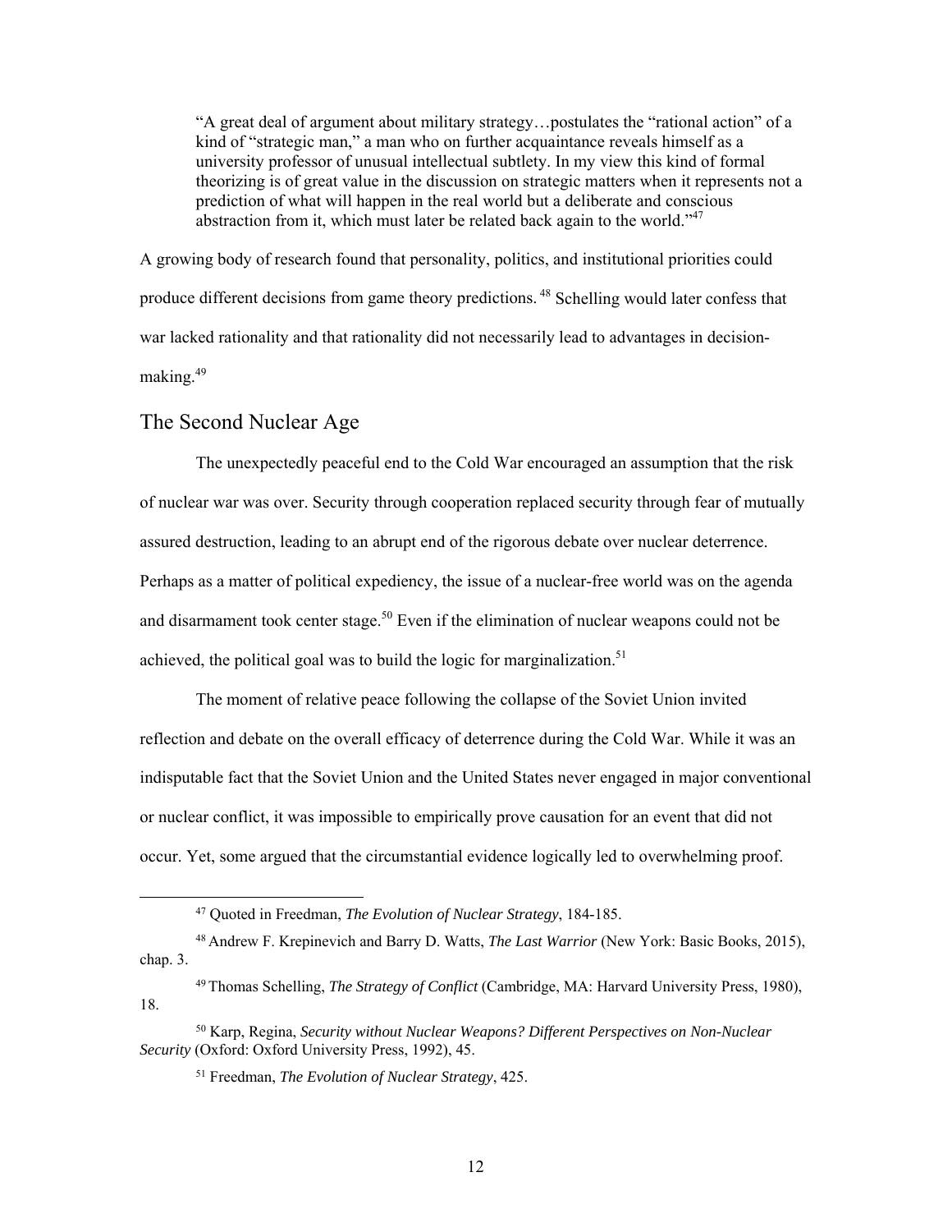> "A great deal of argument about military strategy…postulates the "rational action" of a kind of "strategic man," a man who on further acquaintance reveals himself as a university professor of unusual intellectual subtlety. In my view this kind of formal theorizing is of great value in the discussion on strategic matters when it represents not a prediction of what will happen in the real world but a deliberate and conscious abstraction from it, which must later be related back again to the world."[47]

A growing body of research found that personality, politics, and institutional priorities could produce different decisions from game theory predictions.[48] Schelling would later confess that war lacked rationality and that rationality did not necessarily lead to advantages in decision-making.[49]

## The Second Nuclear Age

The unexpectedly peaceful end to the Cold War encouraged an assumption that the risk of nuclear war was over. Security through cooperation replaced security through fear of mutually assured destruction, leading to an abrupt end of the rigorous debate over nuclear deterrence. Perhaps as a matter of political expediency, the issue of a nuclear-free world was on the agenda and disarmament took center stage.[50] Even if the elimination of nuclear weapons could not be achieved, the political goal was to build the logic for marginalization.[51]

The moment of relative peace following the collapse of the Soviet Union invited reflection and debate on the overall efficacy of deterrence during the Cold War. While it was an indisputable fact that the Soviet Union and the United States never engaged in major conventional or nuclear conflict, it was impossible to empirically prove causation for an event that did not occur. Yet, some argued that the circumstantial evidence logically led to overwhelming proof.

---

[47] Quoted in Freedman, *The Evolution of Nuclear Strategy*, 184-185.

[48] Andrew F. Krepinevich and Barry D. Watts, *The Last Warrior* (New York: Basic Books, 2015), chap. 3.

[49] Thomas Schelling, *The Strategy of Conflict* (Cambridge, MA: Harvard University Press, 1980), 18.

[50] Karp, Regina, *Security without Nuclear Weapons? Different Perspectives on Non-Nuclear Security* (Oxford: Oxford University Press, 1992), 45.

[51] Freedman, *The Evolution of Nuclear Strategy*, 425.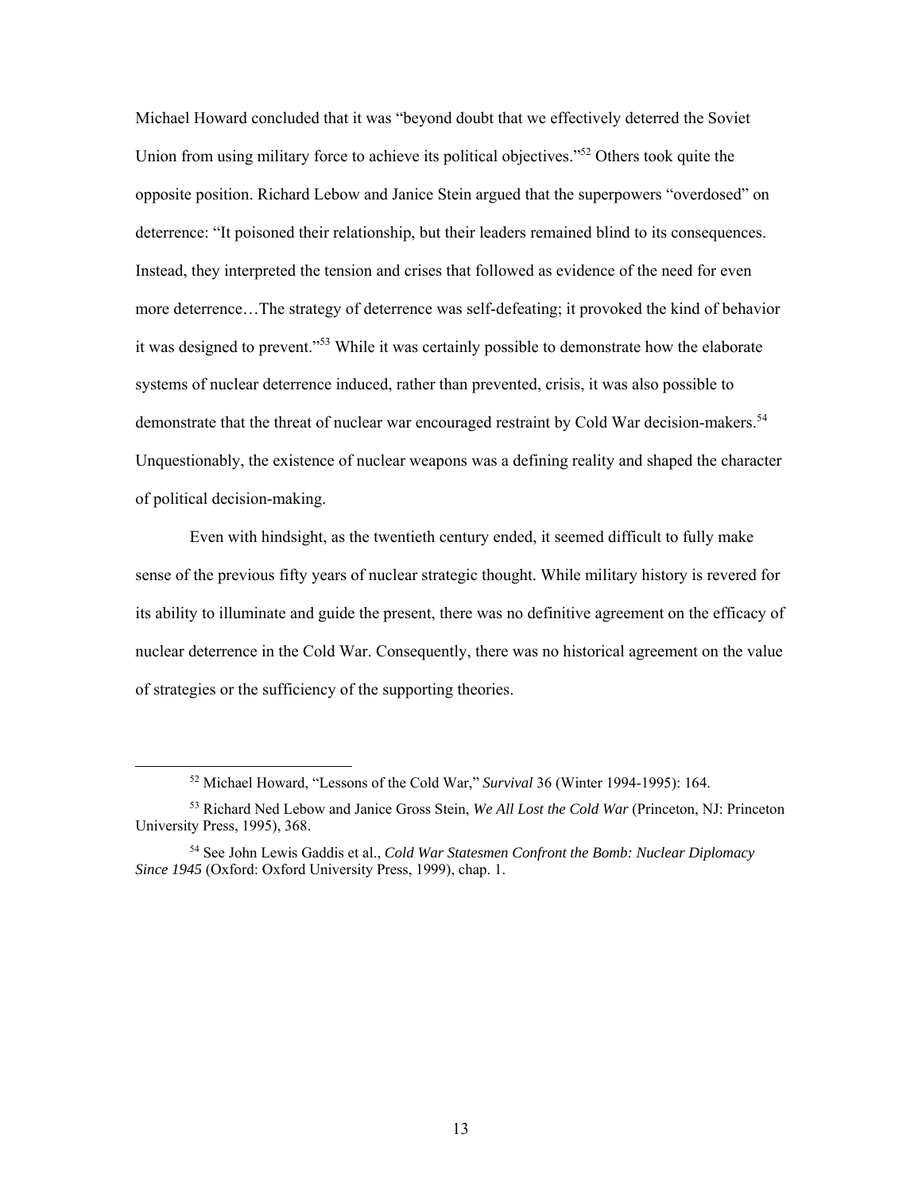Michael Howard concluded that it was "beyond doubt that we effectively deterred the Soviet Union from using military force to achieve its political objectives."[52] Others took quite the opposite position. Richard Lebow and Janice Stein argued that the superpowers "overdosed" on deterrence: "It poisoned their relationship, but their leaders remained blind to its consequences. Instead, they interpreted the tension and crises that followed as evidence of the need for even more deterrence…The strategy of deterrence was self-defeating; it provoked the kind of behavior it was designed to prevent."[53] While it was certainly possible to demonstrate how the elaborate systems of nuclear deterrence induced, rather than prevented, crisis, it was also possible to demonstrate that the threat of nuclear war encouraged restraint by Cold War decision-makers.[54] Unquestionably, the existence of nuclear weapons was a defining reality and shaped the character of political decision-making.

Even with hindsight, as the twentieth century ended, it seemed difficult to fully make sense of the previous fifty years of nuclear strategic thought. While military history is revered for its ability to illuminate and guide the present, there was no definitive agreement on the efficacy of nuclear deterrence in the Cold War. Consequently, there was no historical agreement on the value of strategies or the sufficiency of the supporting theories.

---

[52] Michael Howard, "Lessons of the Cold War," *Survival* 36 (Winter 1994-1995): 164.

[53] Richard Ned Lebow and Janice Gross Stein, *We All Lost the Cold War* (Princeton, NJ: Princeton University Press, 1995), 368.

[54] See John Lewis Gaddis et al., *Cold War Statesmen Confront the Bomb: Nuclear Diplomacy Since 1945* (Oxford: Oxford University Press, 1999), chap. 1.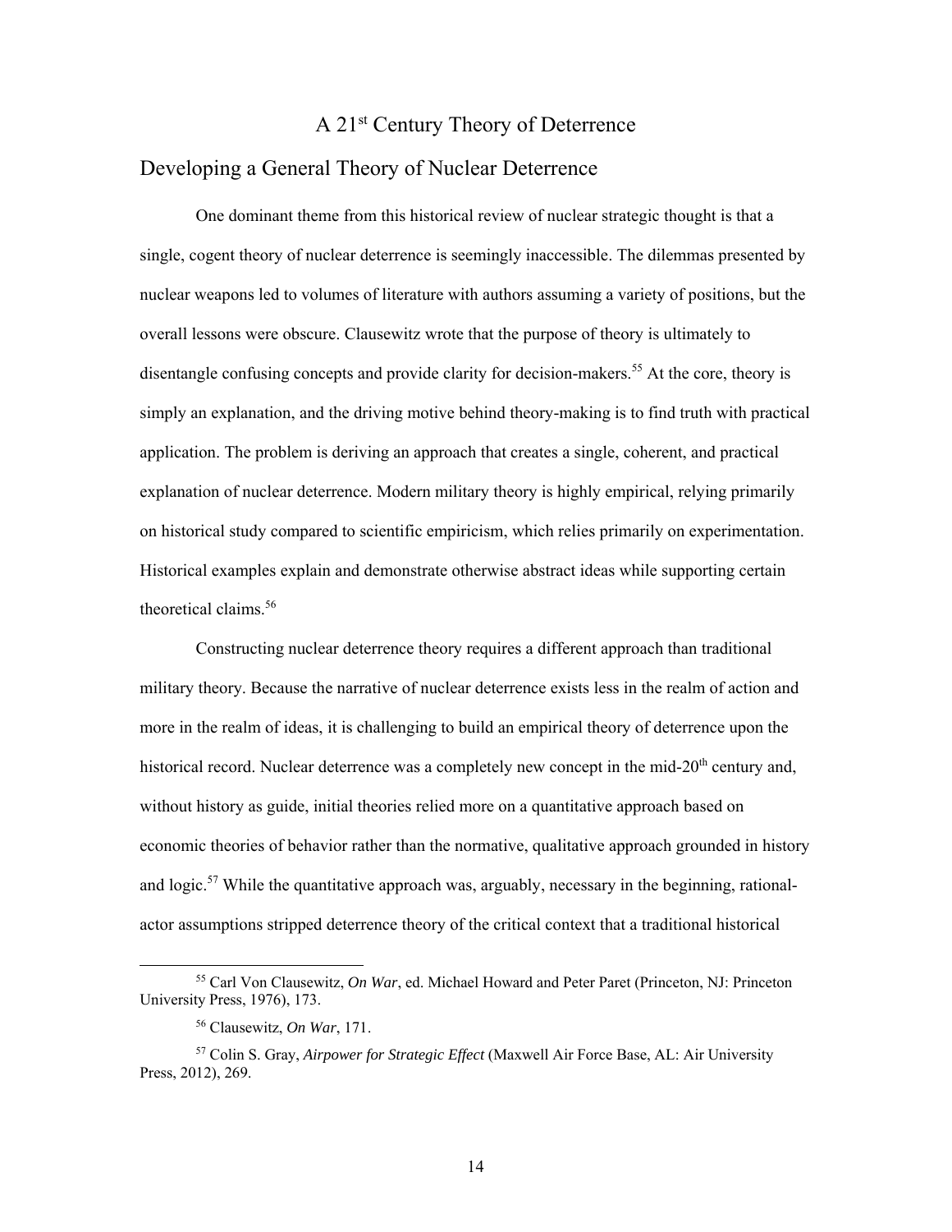# A 21st Century Theory of Deterrence

## Developing a General Theory of Nuclear Deterrence

One dominant theme from this historical review of nuclear strategic thought is that a single, cogent theory of nuclear deterrence is seemingly inaccessible. The dilemmas presented by nuclear weapons led to volumes of literature with authors assuming a variety of positions, but the overall lessons were obscure. Clausewitz wrote that the purpose of theory is ultimately to disentangle confusing concepts and provide clarity for decision-makers.[55] At the core, theory is simply an explanation, and the driving motive behind theory-making is to find truth with practical application. The problem is deriving an approach that creates a single, coherent, and practical explanation of nuclear deterrence. Modern military theory is highly empirical, relying primarily on historical study compared to scientific empiricism, which relies primarily on experimentation. Historical examples explain and demonstrate otherwise abstract ideas while supporting certain theoretical claims.[56]

Constructing nuclear deterrence theory requires a different approach than traditional military theory. Because the narrative of nuclear deterrence exists less in the realm of action and more in the realm of ideas, it is challenging to build an empirical theory of deterrence upon the historical record. Nuclear deterrence was a completely new concept in the mid-20th century and, without history as guide, initial theories relied more on a quantitative approach based on economic theories of behavior rather than the normative, qualitative approach grounded in history and logic.[57] While the quantitative approach was, arguably, necessary in the beginning, rational-actor assumptions stripped deterrence theory of the critical context that a traditional historical

---

[55] Carl Von Clausewitz, *On War*, ed. Michael Howard and Peter Paret (Princeton, NJ: Princeton University Press, 1976), 173.

[56] Clausewitz, *On War*, 171.

[57] Colin S. Gray, *Airpower for Strategic Effect* (Maxwell Air Force Base, AL: Air University Press, 2012), 269.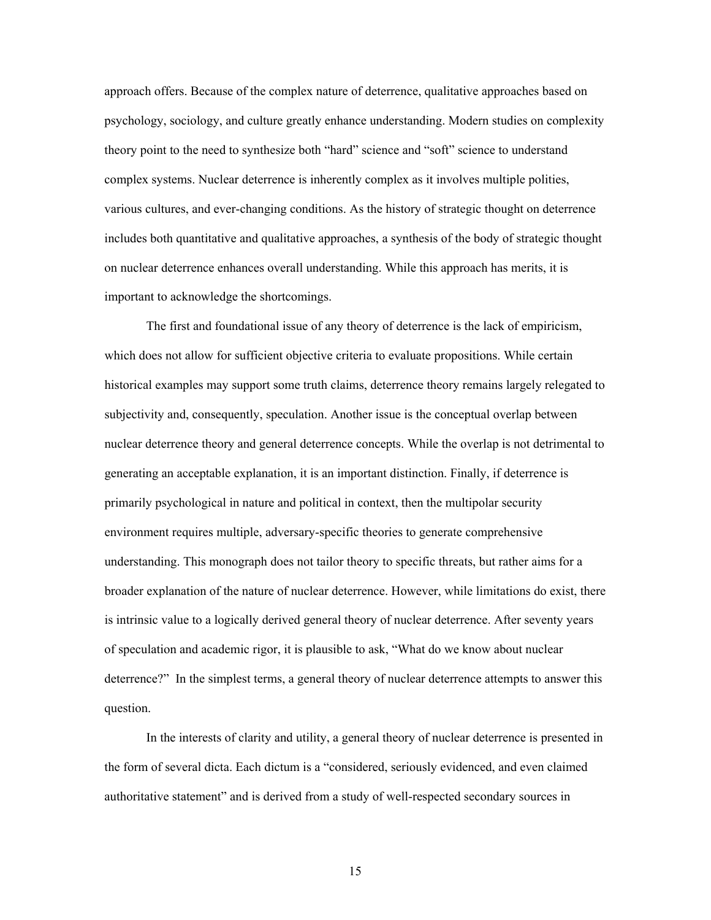approach offers. Because of the complex nature of deterrence, qualitative approaches based on psychology, sociology, and culture greatly enhance understanding. Modern studies on complexity theory point to the need to synthesize both "hard" science and "soft" science to understand complex systems. Nuclear deterrence is inherently complex as it involves multiple polities, various cultures, and ever-changing conditions. As the history of strategic thought on deterrence includes both quantitative and qualitative approaches, a synthesis of the body of strategic thought on nuclear deterrence enhances overall understanding. While this approach has merits, it is important to acknowledge the shortcomings.

The first and foundational issue of any theory of deterrence is the lack of empiricism, which does not allow for sufficient objective criteria to evaluate propositions. While certain historical examples may support some truth claims, deterrence theory remains largely relegated to subjectivity and, consequently, speculation. Another issue is the conceptual overlap between nuclear deterrence theory and general deterrence concepts. While the overlap is not detrimental to generating an acceptable explanation, it is an important distinction. Finally, if deterrence is primarily psychological in nature and political in context, then the multipolar security environment requires multiple, adversary-specific theories to generate comprehensive understanding. This monograph does not tailor theory to specific threats, but rather aims for a broader explanation of the nature of nuclear deterrence. However, while limitations do exist, there is intrinsic value to a logically derived general theory of nuclear deterrence. After seventy years of speculation and academic rigor, it is plausible to ask, "What do we know about nuclear deterrence?" In the simplest terms, a general theory of nuclear deterrence attempts to answer this question.

In the interests of clarity and utility, a general theory of nuclear deterrence is presented in the form of several dicta. Each dictum is a "considered, seriously evidenced, and even claimed authoritative statement" and is derived from a study of well-respected secondary sources in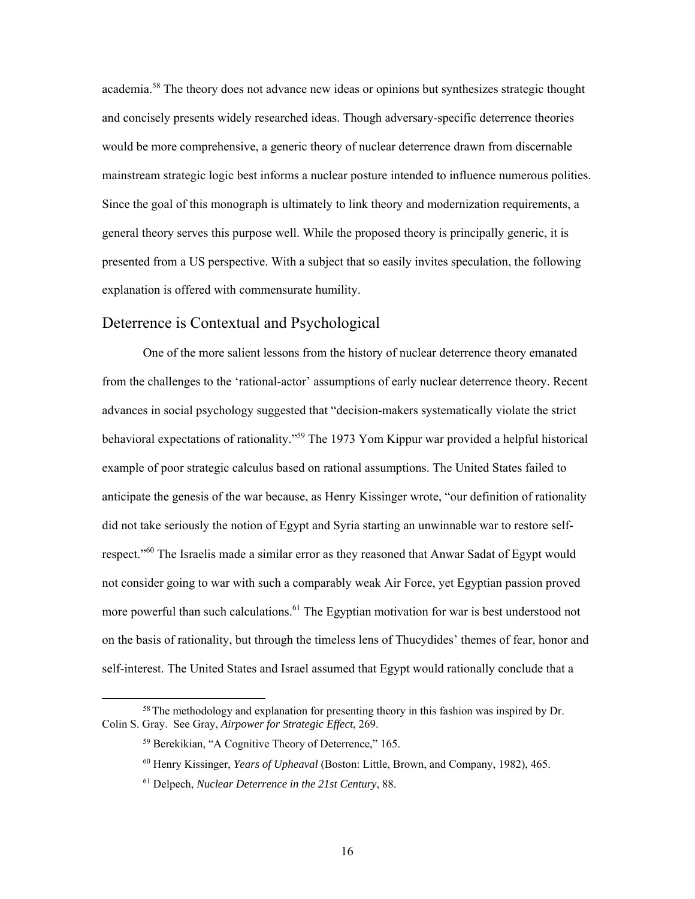academia.[58] The theory does not advance new ideas or opinions but synthesizes strategic thought and concisely presents widely researched ideas. Though adversary-specific deterrence theories would be more comprehensive, a generic theory of nuclear deterrence drawn from discernable mainstream strategic logic best informs a nuclear posture intended to influence numerous polities. Since the goal of this monograph is ultimately to link theory and modernization requirements, a general theory serves this purpose well. While the proposed theory is principally generic, it is presented from a US perspective. With a subject that so easily invites speculation, the following explanation is offered with commensurate humility.

## Deterrence is Contextual and Psychological

One of the more salient lessons from the history of nuclear deterrence theory emanated from the challenges to the 'rational-actor' assumptions of early nuclear deterrence theory. Recent advances in social psychology suggested that "decision-makers systematically violate the strict behavioral expectations of rationality."[59] The 1973 Yom Kippur war provided a helpful historical example of poor strategic calculus based on rational assumptions. The United States failed to anticipate the genesis of the war because, as Henry Kissinger wrote, "our definition of rationality did not take seriously the notion of Egypt and Syria starting an unwinnable war to restore self-respect."[60] The Israelis made a similar error as they reasoned that Anwar Sadat of Egypt would not consider going to war with such a comparably weak Air Force, yet Egyptian passion proved more powerful than such calculations.[61] The Egyptian motivation for war is best understood not on the basis of rationality, but through the timeless lens of Thucydides' themes of fear, honor and self-interest. The United States and Israel assumed that Egypt would rationally conclude that a

---

[58] The methodology and explanation for presenting theory in this fashion was inspired by Dr. Colin S. Gray. See Gray, *Airpower for Strategic Effect*, 269.

[59] Berekikian, "A Cognitive Theory of Deterrence," 165.

[60] Henry Kissinger, *Years of Upheaval* (Boston: Little, Brown, and Company, 1982), 465.

[61] Delpech, *Nuclear Deterrence in the 21st Century*, 88.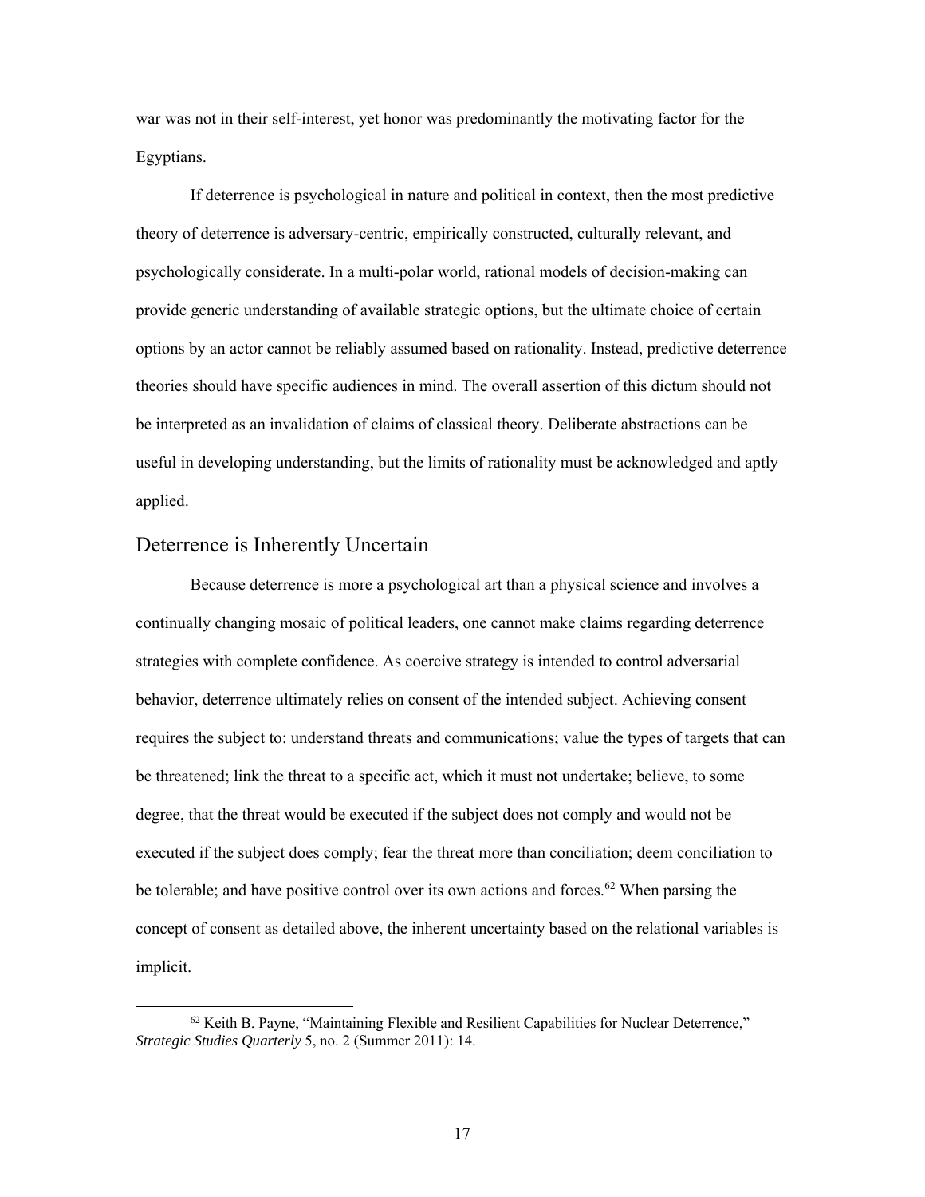war was not in their self-interest, yet honor was predominantly the motivating factor for the Egyptians.

If deterrence is psychological in nature and political in context, then the most predictive theory of deterrence is adversary-centric, empirically constructed, culturally relevant, and psychologically considerate. In a multi-polar world, rational models of decision-making can provide generic understanding of available strategic options, but the ultimate choice of certain options by an actor cannot be reliably assumed based on rationality. Instead, predictive deterrence theories should have specific audiences in mind. The overall assertion of this dictum should not be interpreted as an invalidation of claims of classical theory. Deliberate abstractions can be useful in developing understanding, but the limits of rationality must be acknowledged and aptly applied.

## Deterrence is Inherently Uncertain

Because deterrence is more a psychological art than a physical science and involves a continually changing mosaic of political leaders, one cannot make claims regarding deterrence strategies with complete confidence. As coercive strategy is intended to control adversarial behavior, deterrence ultimately relies on consent of the intended subject. Achieving consent requires the subject to: understand threats and communications; value the types of targets that can be threatened; link the threat to a specific act, which it must not undertake; believe, to some degree, that the threat would be executed if the subject does not comply and would not be executed if the subject does comply; fear the threat more than conciliation; deem conciliation to be tolerable; and have positive control over its own actions and forces.[62] When parsing the concept of consent as detailed above, the inherent uncertainty based on the relational variables is implicit.

[62] Keith B. Payne, "Maintaining Flexible and Resilient Capabilities for Nuclear Deterrence," *Strategic Studies Quarterly* 5, no. 2 (Summer 2011): 14.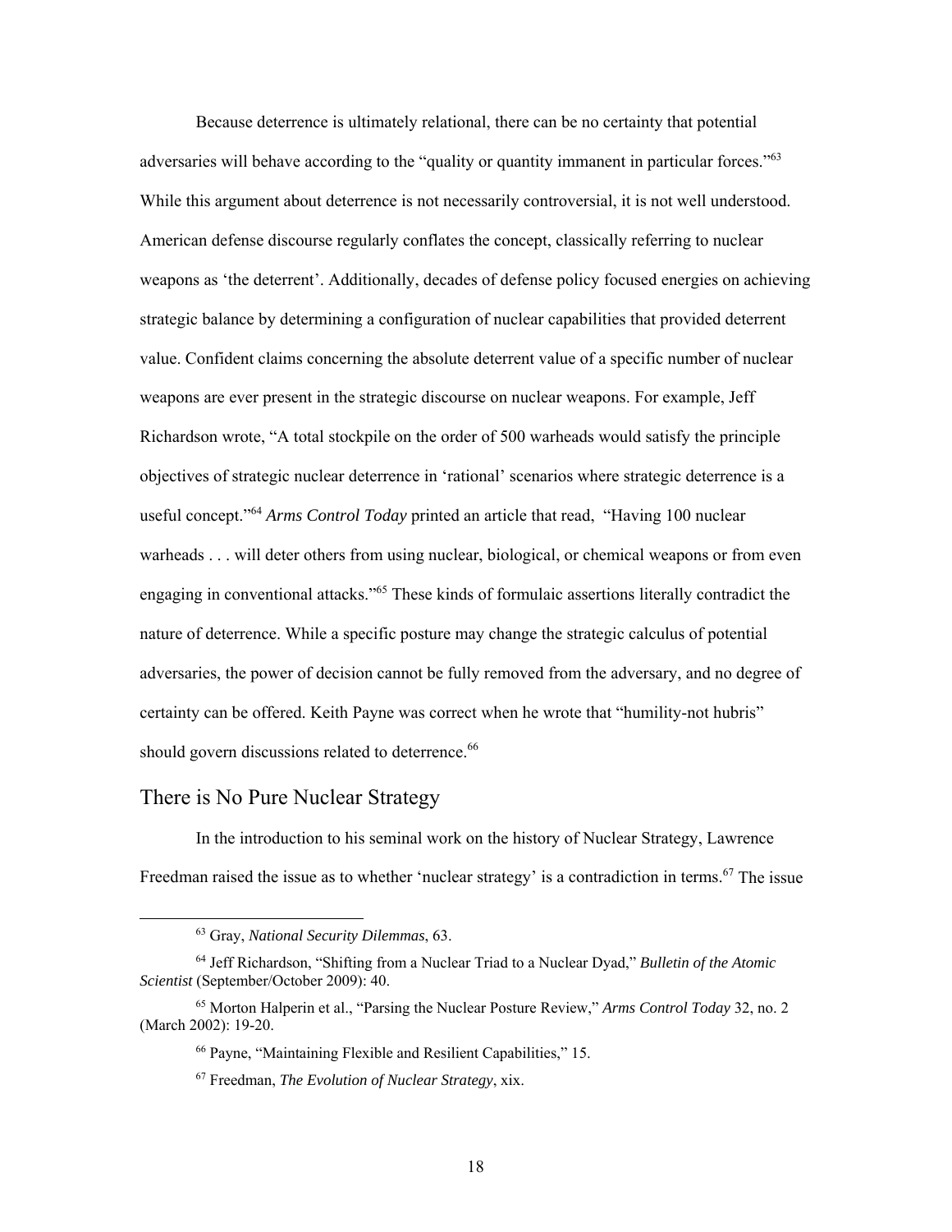Because deterrence is ultimately relational, there can be no certainty that potential adversaries will behave according to the "quality or quantity immanent in particular forces."[63] While this argument about deterrence is not necessarily controversial, it is not well understood. American defense discourse regularly conflates the concept, classically referring to nuclear weapons as 'the deterrent'. Additionally, decades of defense policy focused energies on achieving strategic balance by determining a configuration of nuclear capabilities that provided deterrent value. Confident claims concerning the absolute deterrent value of a specific number of nuclear weapons are ever present in the strategic discourse on nuclear weapons. For example, Jeff Richardson wrote, "A total stockpile on the order of 500 warheads would satisfy the principle objectives of strategic nuclear deterrence in 'rational' scenarios where strategic deterrence is a useful concept."[64] *Arms Control Today* printed an article that read, "Having 100 nuclear warheads . . . will deter others from using nuclear, biological, or chemical weapons or from even engaging in conventional attacks."[65] These kinds of formulaic assertions literally contradict the nature of deterrence. While a specific posture may change the strategic calculus of potential adversaries, the power of decision cannot be fully removed from the adversary, and no degree of certainty can be offered. Keith Payne was correct when he wrote that "humility-not hubris" should govern discussions related to deterrence.[66]

## There is No Pure Nuclear Strategy

In the introduction to his seminal work on the history of Nuclear Strategy, Lawrence Freedman raised the issue as to whether 'nuclear strategy' is a contradiction in terms.[67] The issue

---

[63] Gray, *National Security Dilemmas*, 63.

[64] Jeff Richardson, "Shifting from a Nuclear Triad to a Nuclear Dyad," *Bulletin of the Atomic Scientist* (September/October 2009): 40.

[65] Morton Halperin et al., "Parsing the Nuclear Posture Review," *Arms Control Today* 32, no. 2 (March 2002): 19-20.

[66] Payne, "Maintaining Flexible and Resilient Capabilities," 15.

[67] Freedman, *The Evolution of Nuclear Strategy*, xix.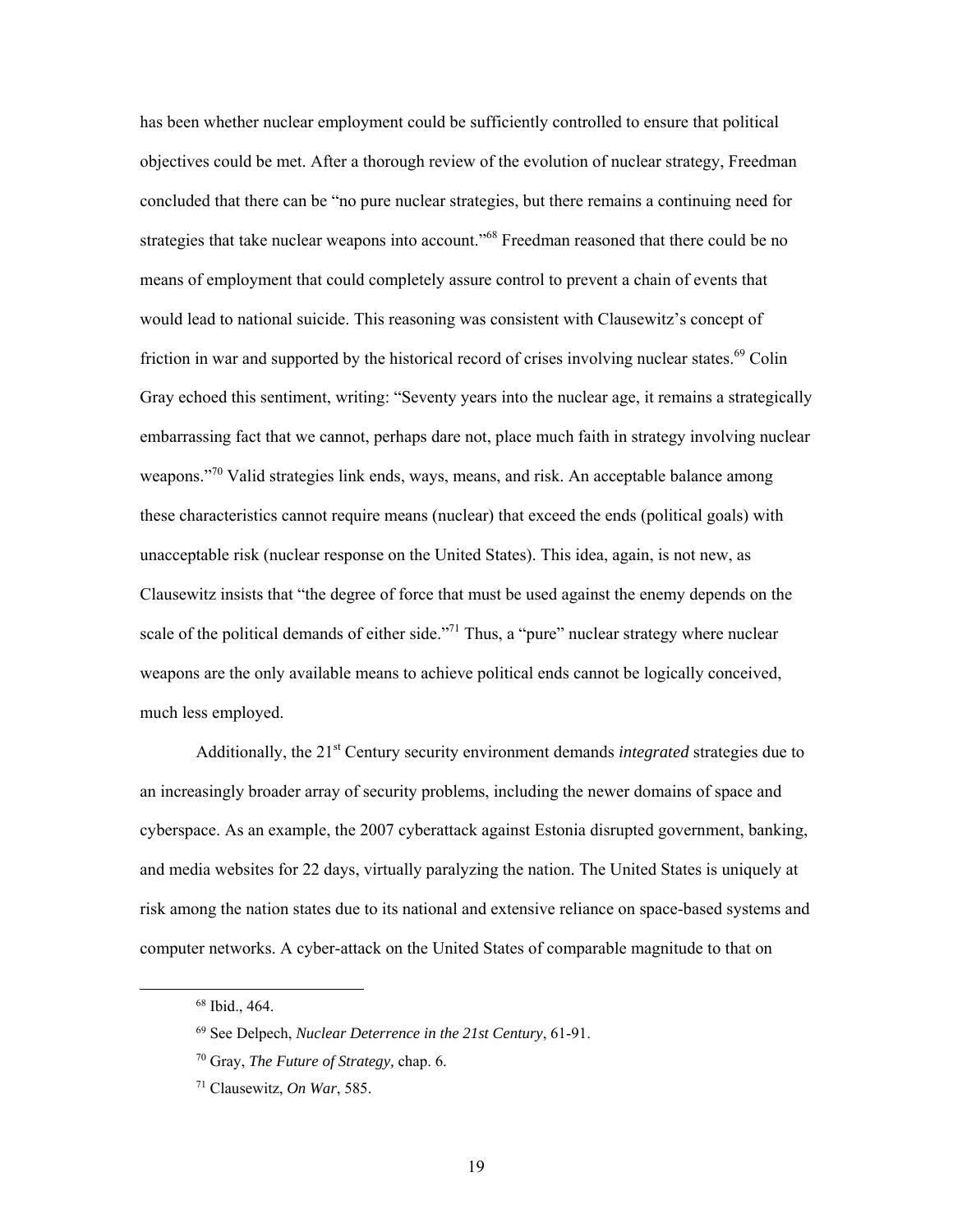has been whether nuclear employment could be sufficiently controlled to ensure that political objectives could be met. After a thorough review of the evolution of nuclear strategy, Freedman concluded that there can be "no pure nuclear strategies, but there remains a continuing need for strategies that take nuclear weapons into account."[68] Freedman reasoned that there could be no means of employment that could completely assure control to prevent a chain of events that would lead to national suicide. This reasoning was consistent with Clausewitz's concept of friction in war and supported by the historical record of crises involving nuclear states.[69] Colin Gray echoed this sentiment, writing: "Seventy years into the nuclear age, it remains a strategically embarrassing fact that we cannot, perhaps dare not, place much faith in strategy involving nuclear weapons."[70] Valid strategies link ends, ways, means, and risk. An acceptable balance among these characteristics cannot require means (nuclear) that exceed the ends (political goals) with unacceptable risk (nuclear response on the United States). This idea, again, is not new, as Clausewitz insists that "the degree of force that must be used against the enemy depends on the scale of the political demands of either side."[71] Thus, a "pure" nuclear strategy where nuclear weapons are the only available means to achieve political ends cannot be logically conceived, much less employed.

Additionally, the 21st Century security environment demands *integrated* strategies due to an increasingly broader array of security problems, including the newer domains of space and cyberspace. As an example, the 2007 cyberattack against Estonia disrupted government, banking, and media websites for 22 days, virtually paralyzing the nation. The United States is uniquely at risk among the nation states due to its national and extensive reliance on space-based systems and computer networks. A cyber-attack on the United States of comparable magnitude to that on

[68] Ibid., 464.

[69] See Delpech, *Nuclear Deterrence in the 21st Century*, 61-91.

[70] Gray, *The Future of Strategy,* chap. 6.

[71] Clausewitz, *On War*, 585.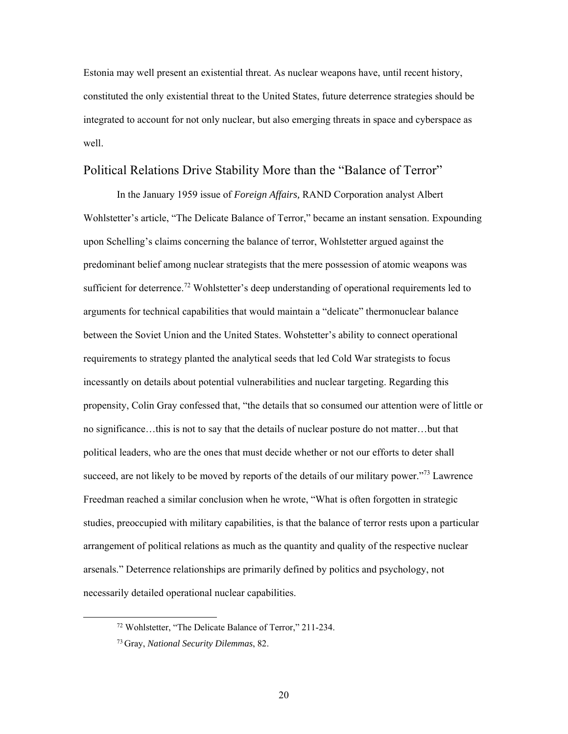Estonia may well present an existential threat. As nuclear weapons have, until recent history, constituted the only existential threat to the United States, future deterrence strategies should be integrated to account for not only nuclear, but also emerging threats in space and cyberspace as well.

## Political Relations Drive Stability More than the "Balance of Terror"

In the January 1959 issue of *Foreign Affairs,* RAND Corporation analyst Albert Wohlstetter's article, "The Delicate Balance of Terror," became an instant sensation. Expounding upon Schelling's claims concerning the balance of terror, Wohlstetter argued against the predominant belief among nuclear strategists that the mere possession of atomic weapons was sufficient for deterrence.[72] Wohlstetter's deep understanding of operational requirements led to arguments for technical capabilities that would maintain a "delicate" thermonuclear balance between the Soviet Union and the United States. Wohstetter's ability to connect operational requirements to strategy planted the analytical seeds that led Cold War strategists to focus incessantly on details about potential vulnerabilities and nuclear targeting. Regarding this propensity, Colin Gray confessed that, "the details that so consumed our attention were of little or no significance…this is not to say that the details of nuclear posture do not matter…but that political leaders, who are the ones that must decide whether or not our efforts to deter shall succeed, are not likely to be moved by reports of the details of our military power."[73] Lawrence Freedman reached a similar conclusion when he wrote, "What is often forgotten in strategic studies, preoccupied with military capabilities, is that the balance of terror rests upon a particular arrangement of political relations as much as the quantity and quality of the respective nuclear arsenals." Deterrence relationships are primarily defined by politics and psychology, not necessarily detailed operational nuclear capabilities.

---

[72] Wohlstetter, "The Delicate Balance of Terror," 211-234.

[73] Gray, *National Security Dilemmas*, 82.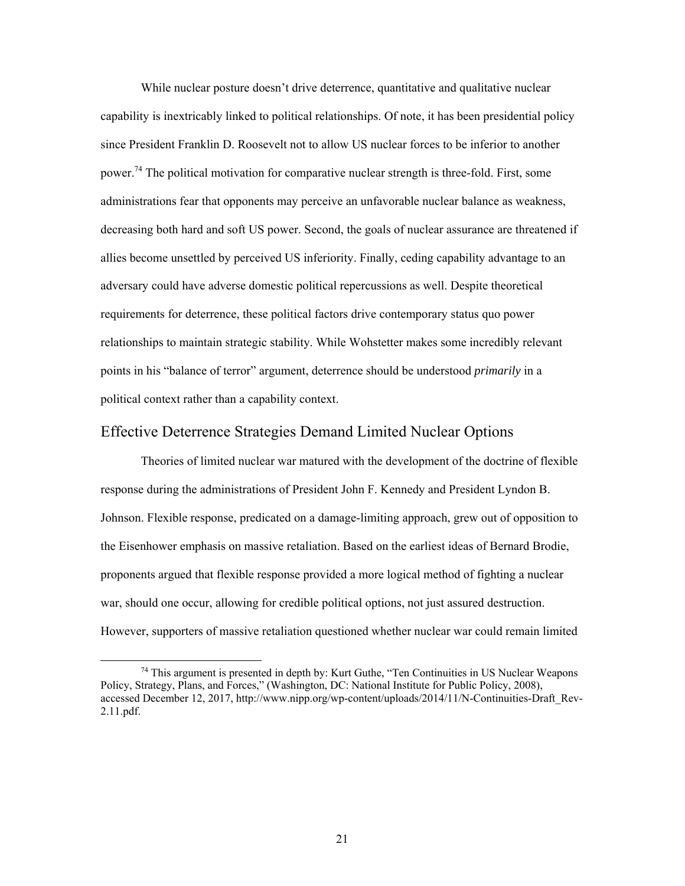While nuclear posture doesn't drive deterrence, quantitative and qualitative nuclear capability is inextricably linked to political relationships. Of note, it has been presidential policy since President Franklin D. Roosevelt not to allow US nuclear forces to be inferior to another power.[74] The political motivation for comparative nuclear strength is three-fold. First, some administrations fear that opponents may perceive an unfavorable nuclear balance as weakness, decreasing both hard and soft US power. Second, the goals of nuclear assurance are threatened if allies become unsettled by perceived US inferiority. Finally, ceding capability advantage to an adversary could have adverse domestic political repercussions as well. Despite theoretical requirements for deterrence, these political factors drive contemporary status quo power relationships to maintain strategic stability. While Wohstetter makes some incredibly relevant points in his "balance of terror" argument, deterrence should be understood *primarily* in a political context rather than a capability context.

## Effective Deterrence Strategies Demand Limited Nuclear Options

Theories of limited nuclear war matured with the development of the doctrine of flexible response during the administrations of President John F. Kennedy and President Lyndon B. Johnson. Flexible response, predicated on a damage-limiting approach, grew out of opposition to the Eisenhower emphasis on massive retaliation. Based on the earliest ideas of Bernard Brodie, proponents argued that flexible response provided a more logical method of fighting a nuclear war, should one occur, allowing for credible political options, not just assured destruction. However, supporters of massive retaliation questioned whether nuclear war could remain limited

[74] This argument is presented in depth by: Kurt Guthe, "Ten Continuities in US Nuclear Weapons Policy, Strategy, Plans, and Forces," (Washington, DC: National Institute for Public Policy, 2008), accessed December 12, 2017, http://www.nipp.org/wp-content/uploads/2014/11/N-Continuities-Draft_Rev-2.11.pdf.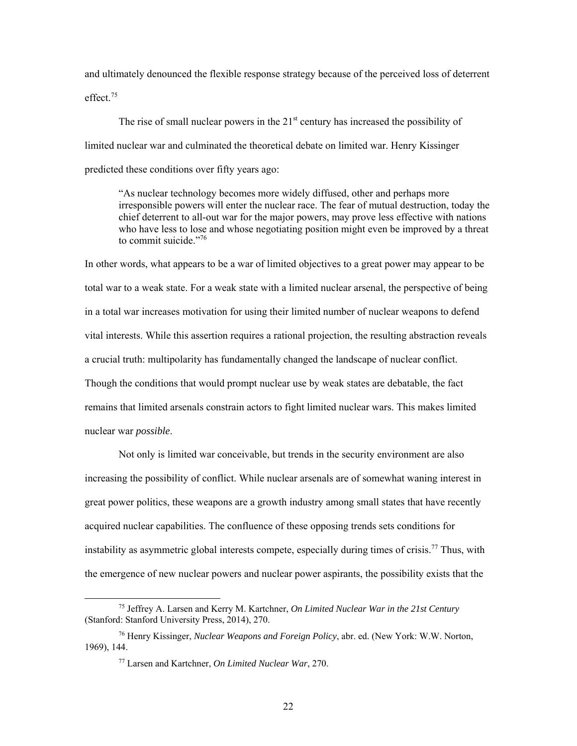and ultimately denounced the flexible response strategy because of the perceived loss of deterrent effect.[75]

The rise of small nuclear powers in the 21st century has increased the possibility of limited nuclear war and culminated the theoretical debate on limited war. Henry Kissinger predicted these conditions over fifty years ago:

> "As nuclear technology becomes more widely diffused, other and perhaps more irresponsible powers will enter the nuclear race. The fear of mutual destruction, today the chief deterrent to all-out war for the major powers, may prove less effective with nations who have less to lose and whose negotiating position might even be improved by a threat to commit suicide."[76]

In other words, what appears to be a war of limited objectives to a great power may appear to be total war to a weak state. For a weak state with a limited nuclear arsenal, the perspective of being in a total war increases motivation for using their limited number of nuclear weapons to defend vital interests. While this assertion requires a rational projection, the resulting abstraction reveals a crucial truth: multipolarity has fundamentally changed the landscape of nuclear conflict. Though the conditions that would prompt nuclear use by weak states are debatable, the fact remains that limited arsenals constrain actors to fight limited nuclear wars. This makes limited nuclear war *possible*.

Not only is limited war conceivable, but trends in the security environment are also increasing the possibility of conflict. While nuclear arsenals are of somewhat waning interest in great power politics, these weapons are a growth industry among small states that have recently acquired nuclear capabilities. The confluence of these opposing trends sets conditions for instability as asymmetric global interests compete, especially during times of crisis.[77] Thus, with the emergence of new nuclear powers and nuclear power aspirants, the possibility exists that the

---

[75] Jeffrey A. Larsen and Kerry M. Kartchner, *On Limited Nuclear War in the 21st Century* (Stanford: Stanford University Press, 2014), 270.

[76] Henry Kissinger, *Nuclear Weapons and Foreign Policy*, abr. ed. (New York: W.W. Norton, 1969), 144.

[77] Larsen and Kartchner, *On Limited Nuclear War*, 270.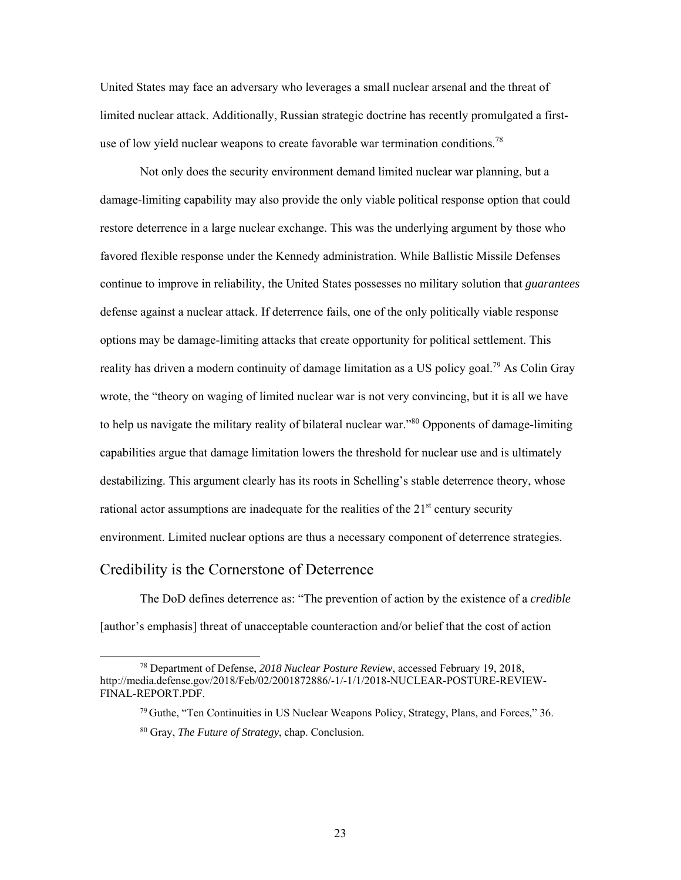United States may face an adversary who leverages a small nuclear arsenal and the threat of limited nuclear attack. Additionally, Russian strategic doctrine has recently promulgated a first-use of low yield nuclear weapons to create favorable war termination conditions.[78]

Not only does the security environment demand limited nuclear war planning, but a damage-limiting capability may also provide the only viable political response option that could restore deterrence in a large nuclear exchange. This was the underlying argument by those who favored flexible response under the Kennedy administration. While Ballistic Missile Defenses continue to improve in reliability, the United States possesses no military solution that *guarantees* defense against a nuclear attack. If deterrence fails, one of the only politically viable response options may be damage-limiting attacks that create opportunity for political settlement. This reality has driven a modern continuity of damage limitation as a US policy goal.[79] As Colin Gray wrote, the "theory on waging of limited nuclear war is not very convincing, but it is all we have to help us navigate the military reality of bilateral nuclear war."[80] Opponents of damage-limiting capabilities argue that damage limitation lowers the threshold for nuclear use and is ultimately destabilizing. This argument clearly has its roots in Schelling's stable deterrence theory, whose rational actor assumptions are inadequate for the realities of the 21st century security environment. Limited nuclear options are thus a necessary component of deterrence strategies.

## Credibility is the Cornerstone of Deterrence

The DoD defines deterrence as: "The prevention of action by the existence of a *credible* [author's emphasis] threat of unacceptable counteraction and/or belief that the cost of action

---

[78] Department of Defense, *2018 Nuclear Posture Review*, accessed February 19, 2018, http://media.defense.gov/2018/Feb/02/2001872886/-1/-1/1/2018-NUCLEAR-POSTURE-REVIEW-FINAL-REPORT.PDF.

[79] Guthe, "Ten Continuities in US Nuclear Weapons Policy, Strategy, Plans, and Forces," 36.

[80] Gray, *The Future of Strategy*, chap. Conclusion.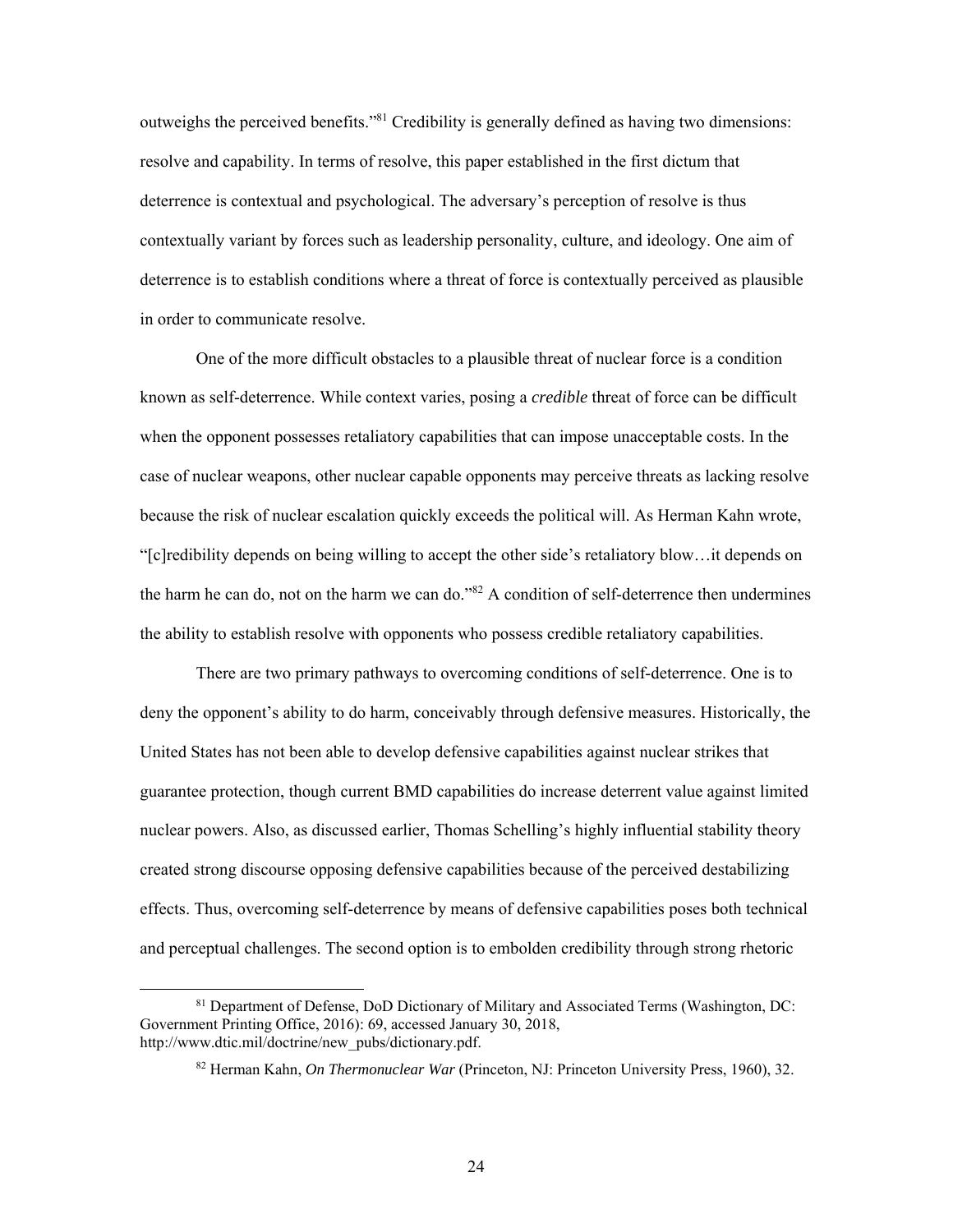outweighs the perceived benefits."[81] Credibility is generally defined as having two dimensions: resolve and capability. In terms of resolve, this paper established in the first dictum that deterrence is contextual and psychological. The adversary's perception of resolve is thus contextually variant by forces such as leadership personality, culture, and ideology. One aim of deterrence is to establish conditions where a threat of force is contextually perceived as plausible in order to communicate resolve.

One of the more difficult obstacles to a plausible threat of nuclear force is a condition known as self-deterrence. While context varies, posing a *credible* threat of force can be difficult when the opponent possesses retaliatory capabilities that can impose unacceptable costs. In the case of nuclear weapons, other nuclear capable opponents may perceive threats as lacking resolve because the risk of nuclear escalation quickly exceeds the political will. As Herman Kahn wrote, "[c]redibility depends on being willing to accept the other side's retaliatory blow…it depends on the harm he can do, not on the harm we can do."[82] A condition of self-deterrence then undermines the ability to establish resolve with opponents who possess credible retaliatory capabilities.

There are two primary pathways to overcoming conditions of self-deterrence. One is to deny the opponent's ability to do harm, conceivably through defensive measures. Historically, the United States has not been able to develop defensive capabilities against nuclear strikes that guarantee protection, though current BMD capabilities do increase deterrent value against limited nuclear powers. Also, as discussed earlier, Thomas Schelling's highly influential stability theory created strong discourse opposing defensive capabilities because of the perceived destabilizing effects. Thus, overcoming self-deterrence by means of defensive capabilities poses both technical and perceptual challenges. The second option is to embolden credibility through strong rhetoric

---

[81] Department of Defense, DoD Dictionary of Military and Associated Terms (Washington, DC: Government Printing Office, 2016): 69, accessed January 30, 2018, http://www.dtic.mil/doctrine/new_pubs/dictionary.pdf.

[82] Herman Kahn, *On Thermonuclear War* (Princeton, NJ: Princeton University Press, 1960), 32.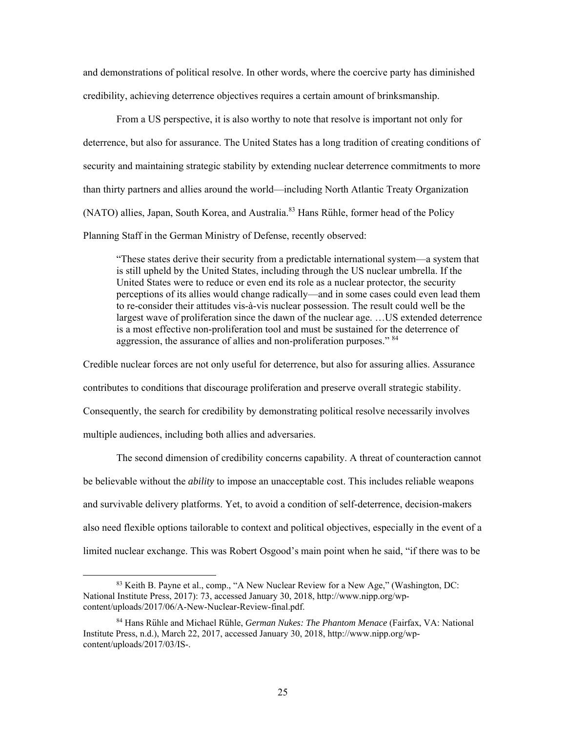and demonstrations of political resolve. In other words, where the coercive party has diminished credibility, achieving deterrence objectives requires a certain amount of brinksmanship.

From a US perspective, it is also worthy to note that resolve is important not only for deterrence, but also for assurance. The United States has a long tradition of creating conditions of security and maintaining strategic stability by extending nuclear deterrence commitments to more than thirty partners and allies around the world—including North Atlantic Treaty Organization (NATO) allies, Japan, South Korea, and Australia.[83] Hans Rühle, former head of the Policy Planning Staff in the German Ministry of Defense, recently observed:

> "These states derive their security from a predictable international system—a system that is still upheld by the United States, including through the US nuclear umbrella. If the United States were to reduce or even end its role as a nuclear protector, the security perceptions of its allies would change radically—and in some cases could even lead them to re-consider their attitudes vis-à-vis nuclear possession. The result could well be the largest wave of proliferation since the dawn of the nuclear age. …US extended deterrence is a most effective non-proliferation tool and must be sustained for the deterrence of aggression, the assurance of allies and non-proliferation purposes." [84]

Credible nuclear forces are not only useful for deterrence, but also for assuring allies. Assurance contributes to conditions that discourage proliferation and preserve overall strategic stability. Consequently, the search for credibility by demonstrating political resolve necessarily involves multiple audiences, including both allies and adversaries.

The second dimension of credibility concerns capability. A threat of counteraction cannot be believable without the *ability* to impose an unacceptable cost. This includes reliable weapons and survivable delivery platforms. Yet, to avoid a condition of self-deterrence, decision-makers also need flexible options tailorable to context and political objectives, especially in the event of a limited nuclear exchange. This was Robert Osgood's main point when he said, "if there was to be

---

[83] Keith B. Payne et al., comp., "A New Nuclear Review for a New Age," (Washington, DC: National Institute Press, 2017): 73, accessed January 30, 2018, http://www.nipp.org/wp-content/uploads/2017/06/A-New-Nuclear-Review-final.pdf.

[84] Hans Rühle and Michael Rühle, *German Nukes: The Phantom Menace* (Fairfax, VA: National Institute Press, n.d.), March 22, 2017, accessed January 30, 2018, http://www.nipp.org/wp-content/uploads/2017/03/IS-.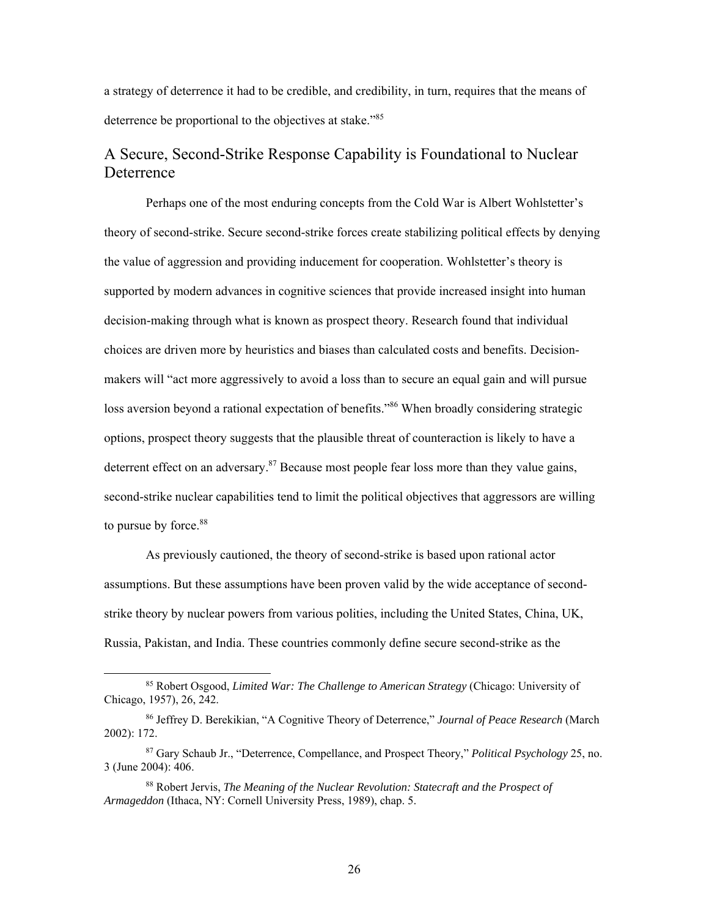a strategy of deterrence it had to be credible, and credibility, in turn, requires that the means of deterrence be proportional to the objectives at stake."[85]

## A Secure, Second-Strike Response Capability is Foundational to Nuclear Deterrence

Perhaps one of the most enduring concepts from the Cold War is Albert Wohlstetter's theory of second-strike. Secure second-strike forces create stabilizing political effects by denying the value of aggression and providing inducement for cooperation. Wohlstetter's theory is supported by modern advances in cognitive sciences that provide increased insight into human decision-making through what is known as prospect theory. Research found that individual choices are driven more by heuristics and biases than calculated costs and benefits. Decision-makers will "act more aggressively to avoid a loss than to secure an equal gain and will pursue loss aversion beyond a rational expectation of benefits."[86] When broadly considering strategic options, prospect theory suggests that the plausible threat of counteraction is likely to have a deterrent effect on an adversary.[87] Because most people fear loss more than they value gains, second-strike nuclear capabilities tend to limit the political objectives that aggressors are willing to pursue by force.[88]

As previously cautioned, the theory of second-strike is based upon rational actor assumptions. But these assumptions have been proven valid by the wide acceptance of second-strike theory by nuclear powers from various polities, including the United States, China, UK, Russia, Pakistan, and India. These countries commonly define secure second-strike as the

---

[85] Robert Osgood, *Limited War: The Challenge to American Strategy* (Chicago: University of Chicago, 1957), 26, 242.

[86] Jeffrey D. Berekikian, "A Cognitive Theory of Deterrence," *Journal of Peace Research* (March 2002): 172.

[87] Gary Schaub Jr., "Deterrence, Compellance, and Prospect Theory," *Political Psychology* 25, no. 3 (June 2004): 406.

[88] Robert Jervis, *The Meaning of the Nuclear Revolution: Statecraft and the Prospect of Armageddon* (Ithaca, NY: Cornell University Press, 1989), chap. 5.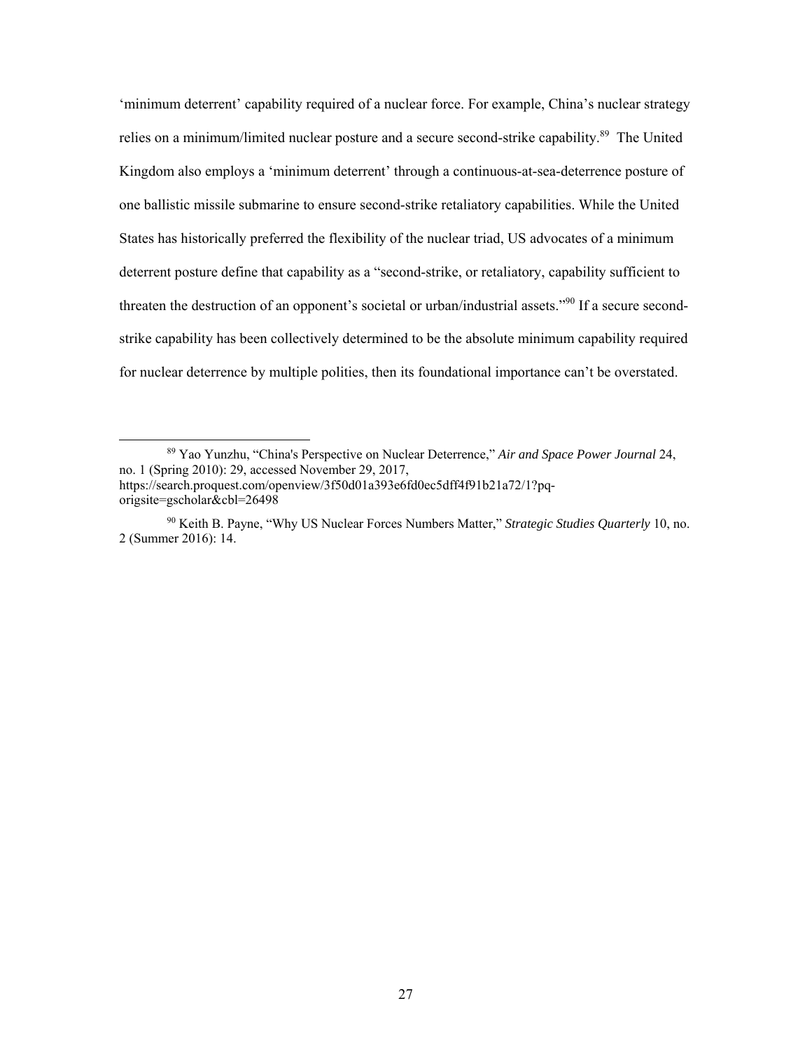'minimum deterrent' capability required of a nuclear force. For example, China's nuclear strategy relies on a minimum/limited nuclear posture and a secure second-strike capability.[89] The United Kingdom also employs a 'minimum deterrent' through a continuous-at-sea-deterrence posture of one ballistic missile submarine to ensure second-strike retaliatory capabilities. While the United States has historically preferred the flexibility of the nuclear triad, US advocates of a minimum deterrent posture define that capability as a "second-strike, or retaliatory, capability sufficient to threaten the destruction of an opponent's societal or urban/industrial assets."[90] If a secure second-strike capability has been collectively determined to be the absolute minimum capability required for nuclear deterrence by multiple polities, then its foundational importance can't be overstated.

---

[89] Yao Yunzhu, "China's Perspective on Nuclear Deterrence," *Air and Space Power Journal* 24, no. 1 (Spring 2010): 29, accessed November 29, 2017, https://search.proquest.com/openview/3f50d01a393e6fd0ec5dff4f91b21a72/1?pq-origsite=gscholar&cbl=26498

[90] Keith B. Payne, "Why US Nuclear Forces Numbers Matter," *Strategic Studies Quarterly* 10, no. 2 (Summer 2016): 14.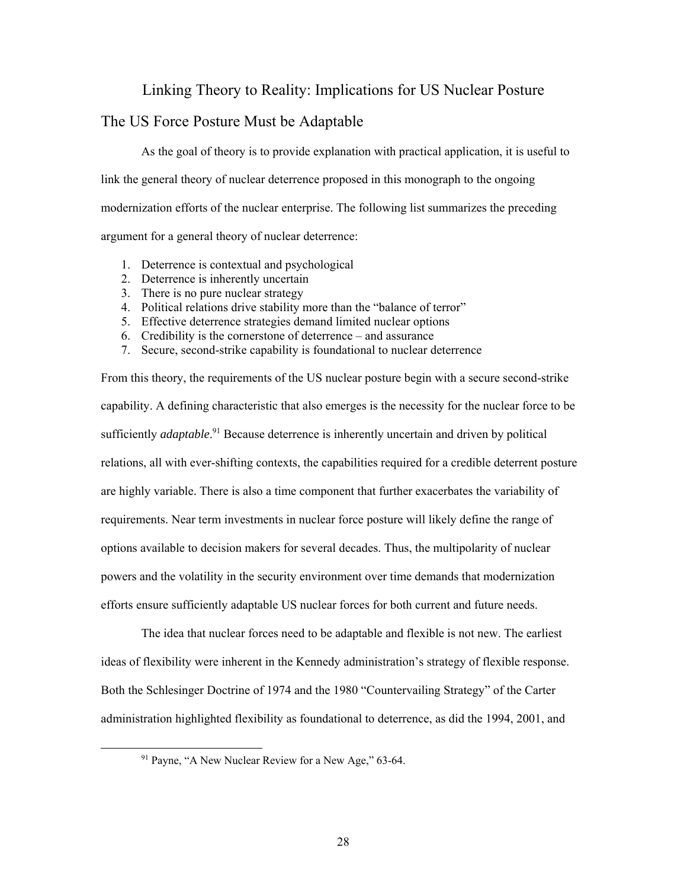# Linking Theory to Reality: Implications for US Nuclear Posture

## The US Force Posture Must be Adaptable

As the goal of theory is to provide explanation with practical application, it is useful to link the general theory of nuclear deterrence proposed in this monograph to the ongoing modernization efforts of the nuclear enterprise. The following list summarizes the preceding argument for a general theory of nuclear deterrence:

1. Deterrence is contextual and psychological
2. Deterrence is inherently uncertain
3. There is no pure nuclear strategy
4. Political relations drive stability more than the "balance of terror"
5. Effective deterrence strategies demand limited nuclear options
6. Credibility is the cornerstone of deterrence – and assurance
7. Secure, second-strike capability is foundational to nuclear deterrence

From this theory, the requirements of the US nuclear posture begin with a secure second-strike capability. A defining characteristic that also emerges is the necessity for the nuclear force to be sufficiently *adaptable*.[91] Because deterrence is inherently uncertain and driven by political relations, all with ever-shifting contexts, the capabilities required for a credible deterrent posture are highly variable. There is also a time component that further exacerbates the variability of requirements. Near term investments in nuclear force posture will likely define the range of options available to decision makers for several decades. Thus, the multipolarity of nuclear powers and the volatility in the security environment over time demands that modernization efforts ensure sufficiently adaptable US nuclear forces for both current and future needs.

The idea that nuclear forces need to be adaptable and flexible is not new. The earliest ideas of flexibility were inherent in the Kennedy administration's strategy of flexible response. Both the Schlesinger Doctrine of 1974 and the 1980 "Countervailing Strategy" of the Carter administration highlighted flexibility as foundational to deterrence, as did the 1994, 2001, and

[91] Payne, "A New Nuclear Review for a New Age," 63-64.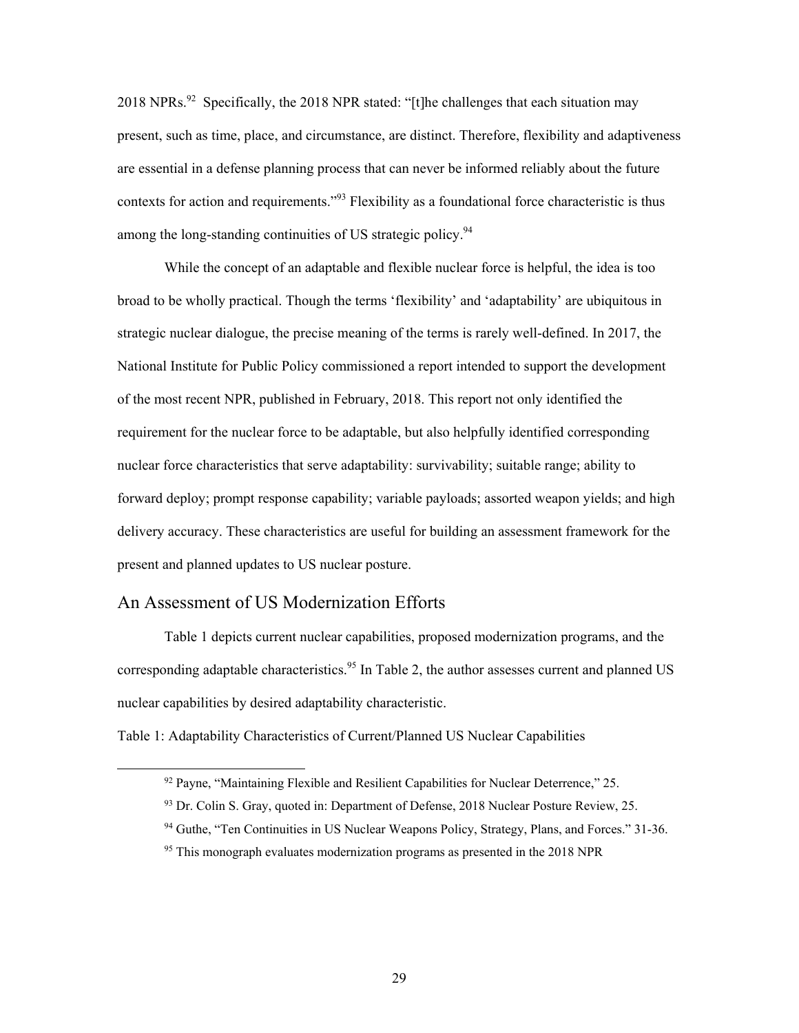2018 NPRs.[92] Specifically, the 2018 NPR stated: "[t]he challenges that each situation may present, such as time, place, and circumstance, are distinct. Therefore, flexibility and adaptiveness are essential in a defense planning process that can never be informed reliably about the future contexts for action and requirements."[93] Flexibility as a foundational force characteristic is thus among the long-standing continuities of US strategic policy.[94]

While the concept of an adaptable and flexible nuclear force is helpful, the idea is too broad to be wholly practical. Though the terms 'flexibility' and 'adaptability' are ubiquitous in strategic nuclear dialogue, the precise meaning of the terms is rarely well-defined. In 2017, the National Institute for Public Policy commissioned a report intended to support the development of the most recent NPR, published in February, 2018. This report not only identified the requirement for the nuclear force to be adaptable, but also helpfully identified corresponding nuclear force characteristics that serve adaptability: survivability; suitable range; ability to forward deploy; prompt response capability; variable payloads; assorted weapon yields; and high delivery accuracy. These characteristics are useful for building an assessment framework for the present and planned updates to US nuclear posture.

## An Assessment of US Modernization Efforts

Table 1 depicts current nuclear capabilities, proposed modernization programs, and the corresponding adaptable characteristics.[95] In Table 2, the author assesses current and planned US nuclear capabilities by desired adaptability characteristic.

Table 1: Adaptability Characteristics of Current/Planned US Nuclear Capabilities

---

[92] Payne, "Maintaining Flexible and Resilient Capabilities for Nuclear Deterrence," 25.

[93] Dr. Colin S. Gray, quoted in: Department of Defense, 2018 Nuclear Posture Review, 25.

[94] Guthe, "Ten Continuities in US Nuclear Weapons Policy, Strategy, Plans, and Forces." 31-36.

[95] This monograph evaluates modernization programs as presented in the 2018 NPR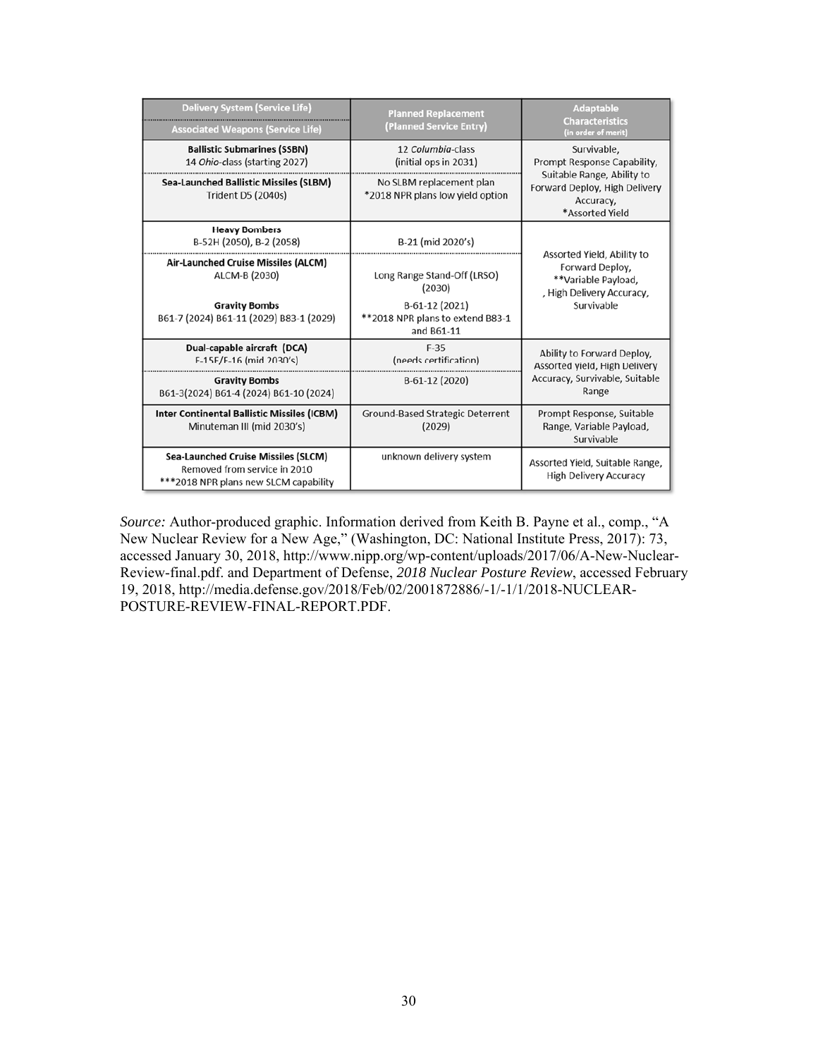| Delivery System (Service Life)<br>Associated Weapons (Service Life) | Planned Replacement (Planned Service Entry) | Adaptable Characteristics (in order of merit) |
|---|---|---|
| **Ballistic Submarines (SSBN)**<br>14 *Ohio*-class (starting 2027) | 12 *Columbia*-class<br>(initial ops in 2031) | Survivable, Prompt Response Capability, Suitable Range, Ability to Forward Deploy, High Delivery Accuracy, *Assorted Yield |
| **Sea-Launched Ballistic Missiles (SLBM)**<br>Trident D5 (2040s) | No SLBM replacement plan<br>*2018 NPR plans low yield option | |
| **Heavy Bombers**<br>B-52H (2050), B-2 (2058) | B-21 (mid 2020's) | Assorted Yield, Ability to Forward Deploy, **Variable Payload, , High Delivery Accuracy, Survivable |
| **Air-Launched Cruise Missiles (ALCM)**<br>ALCM-B (2030) | Long Range Stand-Off (LRSO) (2030) | |
| **Gravity Bombs**<br>B61-7 (2024) B61-11 (2029) B83-1 (2029) | B-61-12 (2021)<br>**2018 NPR plans to extend B83-1 and B61-11 | |
| **Dual-capable aircraft (DCA)**<br>F-15E/F-16 (mid 2030's) | F-35<br>(needs certification) | Ability to Forward Deploy, Assorted yield, High Delivery Accuracy, Survivable, Suitable Range |
| **Gravity Bombs**<br>B61-3(2024) B61-4 (2024) B61-10 (2024) | B-61-12 (2020) | |
| **Inter Continental Ballistic Missiles (ICBM)**<br>Minuteman III (mid 2030's) | Ground-Based Strategic Deterrent (2029) | Prompt Response, Suitable Range, Variable Payload, Survivable |
| **Sea-Launched Cruise Missiles (SLCM)**<br>Removed from service in 2010<br>***2018 NPR plans new SLCM capability | unknown delivery system | Assorted Yield, Suitable Range, High Delivery Accuracy |

*Source:* Author-produced graphic. Information derived from Keith B. Payne et al., comp., "A New Nuclear Review for a New Age," (Washington, DC: National Institute Press, 2017): 73, accessed January 30, 2018, http://www.nipp.org/wp-content/uploads/2017/06/A-New-Nuclear-Review-final.pdf. and Department of Defense, *2018 Nuclear Posture Review*, accessed February 19, 2018, http://media.defense.gov/2018/Feb/02/2001872886/-1/-1/1/2018-NUCLEAR-POSTURE-REVIEW-FINAL-REPORT.PDF.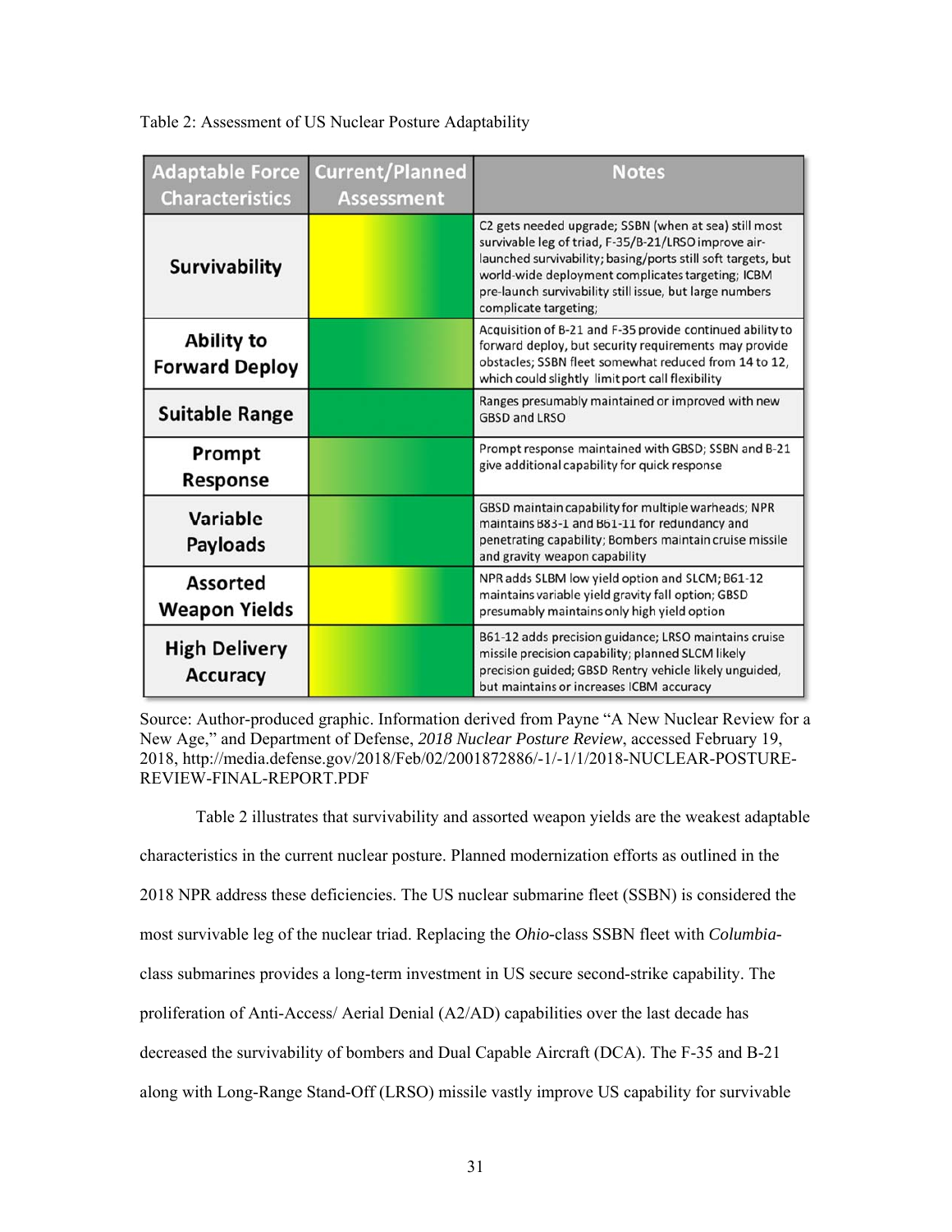Table 2: Assessment of US Nuclear Posture Adaptability

| Adaptable Force Characteristics | Current/Planned Assessment | Notes |
|---|---|---|
| Survivability | | C2 gets needed upgrade; SSBN (when at sea) still most survivable leg of triad, F-35/B-21/LRSO improve air-launched survivability; basing/ports still soft targets, but world-wide deployment complicates targeting; ICBM pre-launch survivability still issue, but large numbers complicate targeting; |
| Ability to Forward Deploy | | Acquisition of B-21 and F-35 provide continued ability to forward deploy, but security requirements may provide obstacles; SSBN fleet somewhat reduced from 14 to 12, which could slightly limit port call flexibility |
| Suitable Range | | Ranges presumably maintained or improved with new GBSD and LRSO |
| Prompt Response | | Prompt response maintained with GBSD; SSBN and B-21 give additional capability for quick response |
| Variable Payloads | | GBSD maintain capability for multiple warheads; NPR maintains B83-1 and B61-11 for redundancy and penetrating capability; Bombers maintain cruise missile and gravity weapon capability |
| Assorted Weapon Yields | | NPR adds SLBM low yield option and SLCM; B61-12 maintains variable yield gravity fall option; GBSD presumably maintains only high yield option |
| High Delivery Accuracy | | B61-12 adds precision guidance; LRSO maintains cruise missile precision capability; planned SLCM likely precision guided; GBSD Rentry vehicle likely unguided, but maintains or increases ICBM accuracy |

Source: Author-produced graphic. Information derived from Payne "A New Nuclear Review for a New Age," and Department of Defense, *2018 Nuclear Posture Review*, accessed February 19, 2018, http://media.defense.gov/2018/Feb/02/2001872886/-1/-1/1/2018-NUCLEAR-POSTURE-REVIEW-FINAL-REPORT.PDF

Table 2 illustrates that survivability and assorted weapon yields are the weakest adaptable characteristics in the current nuclear posture. Planned modernization efforts as outlined in the 2018 NPR address these deficiencies. The US nuclear submarine fleet (SSBN) is considered the most survivable leg of the nuclear triad. Replacing the *Ohio*-class SSBN fleet with *Columbia*-class submarines provides a long-term investment in US secure second-strike capability. The proliferation of Anti-Access/ Aerial Denial (A2/AD) capabilities over the last decade has decreased the survivability of bombers and Dual Capable Aircraft (DCA). The F-35 and B-21 along with Long-Range Stand-Off (LRSO) missile vastly improve US capability for survivable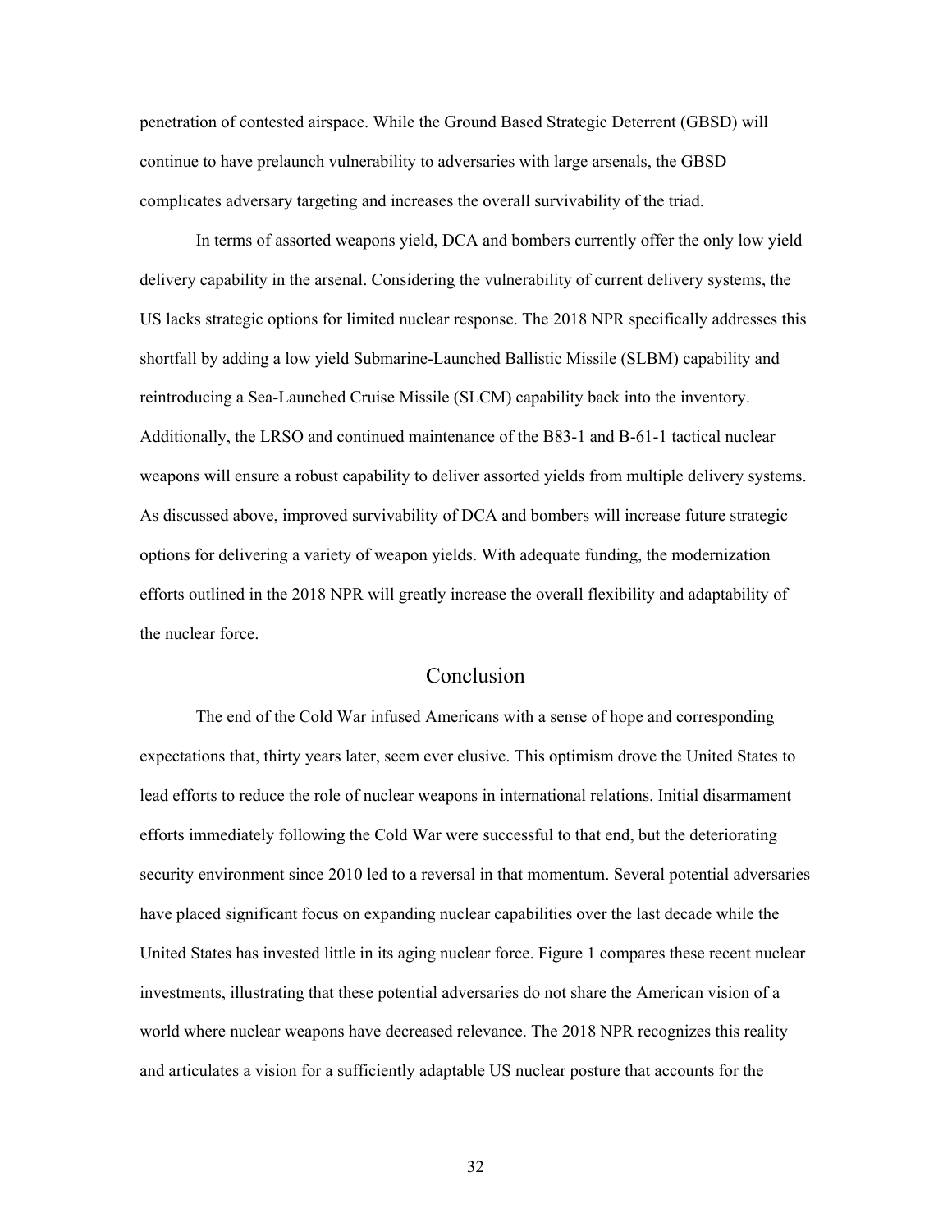penetration of contested airspace. While the Ground Based Strategic Deterrent (GBSD) will continue to have prelaunch vulnerability to adversaries with large arsenals, the GBSD complicates adversary targeting and increases the overall survivability of the triad.

In terms of assorted weapons yield, DCA and bombers currently offer the only low yield delivery capability in the arsenal. Considering the vulnerability of current delivery systems, the US lacks strategic options for limited nuclear response. The 2018 NPR specifically addresses this shortfall by adding a low yield Submarine-Launched Ballistic Missile (SLBM) capability and reintroducing a Sea-Launched Cruise Missile (SLCM) capability back into the inventory. Additionally, the LRSO and continued maintenance of the B83-1 and B-61-1 tactical nuclear weapons will ensure a robust capability to deliver assorted yields from multiple delivery systems. As discussed above, improved survivability of DCA and bombers will increase future strategic options for delivering a variety of weapon yields. With adequate funding, the modernization efforts outlined in the 2018 NPR will greatly increase the overall flexibility and adaptability of the nuclear force.

## Conclusion

The end of the Cold War infused Americans with a sense of hope and corresponding expectations that, thirty years later, seem ever elusive. This optimism drove the United States to lead efforts to reduce the role of nuclear weapons in international relations. Initial disarmament efforts immediately following the Cold War were successful to that end, but the deteriorating security environment since 2010 led to a reversal in that momentum. Several potential adversaries have placed significant focus on expanding nuclear capabilities over the last decade while the United States has invested little in its aging nuclear force. Figure 1 compares these recent nuclear investments, illustrating that these potential adversaries do not share the American vision of a world where nuclear weapons have decreased relevance. The 2018 NPR recognizes this reality and articulates a vision for a sufficiently adaptable US nuclear posture that accounts for the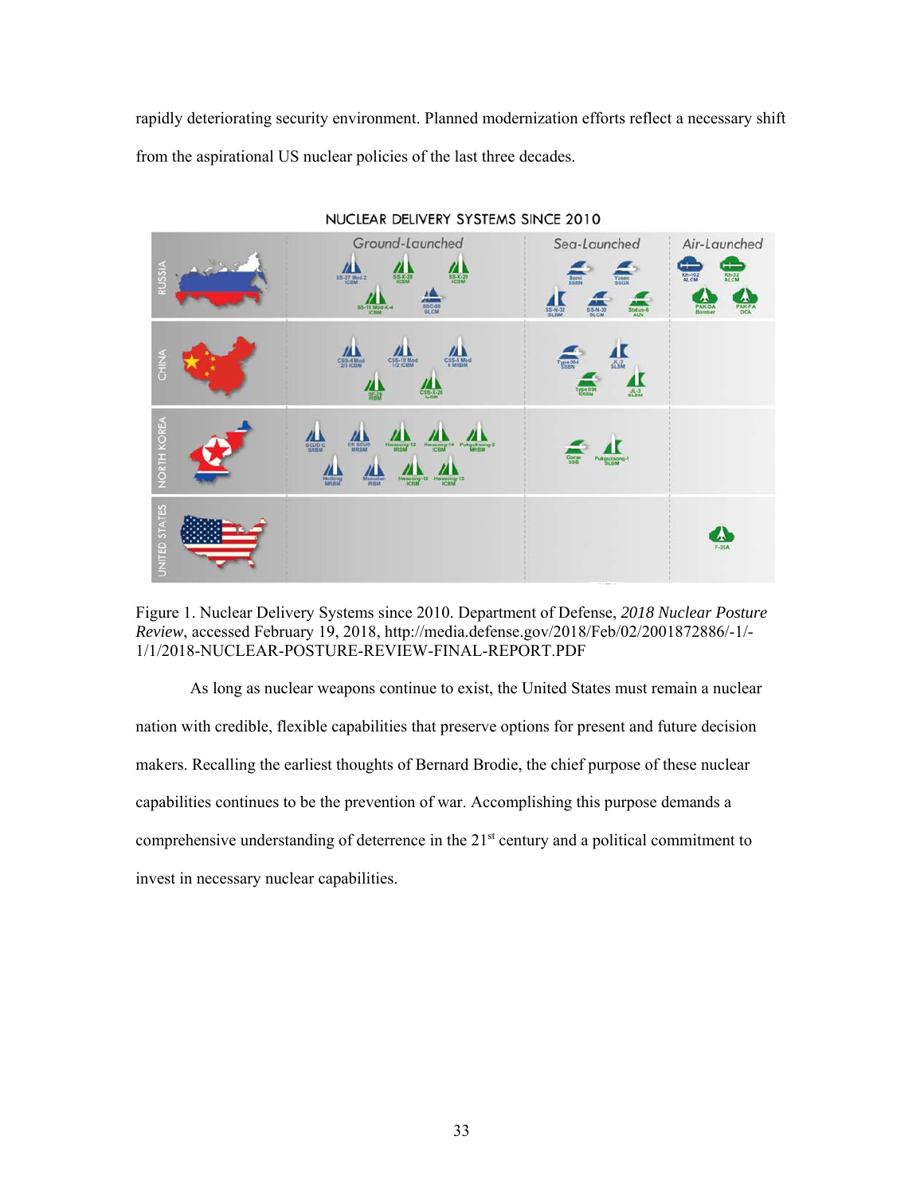rapidly deteriorating security environment. Planned modernization efforts reflect a necessary shift from the aspirational US nuclear policies of the last three decades.

Figure 1. Nuclear Delivery Systems since 2010. Department of Defense, *2018 Nuclear Posture Review*, accessed February 19, 2018, http://media.defense.gov/2018/Feb/02/2001872886/-1/-1/1/2018-NUCLEAR-POSTURE-REVIEW-FINAL-REPORT.PDF

As long as nuclear weapons continue to exist, the United States must remain a nuclear nation with credible, flexible capabilities that preserve options for present and future decision makers. Recalling the earliest thoughts of Bernard Brodie, the chief purpose of these nuclear capabilities continues to be the prevention of war. Accomplishing this purpose demands a comprehensive understanding of deterrence in the 21st century and a political commitment to invest in necessary nuclear capabilities.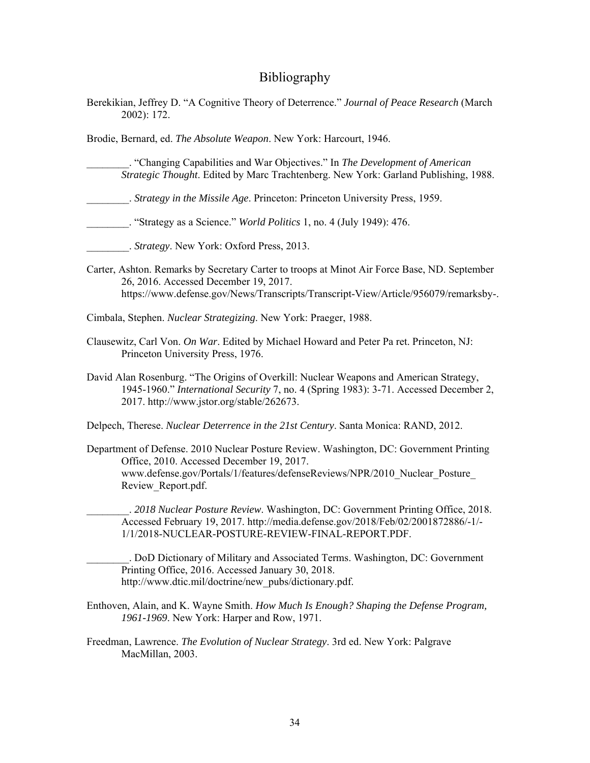# Bibliography

Berekikian, Jeffrey D. "A Cognitive Theory of Deterrence." *Journal of Peace Research* (March 2002): 172.

Brodie, Bernard, ed. *The Absolute Weapon*. New York: Harcourt, 1946.

________. "Changing Capabilities and War Objectives." In *The Development of American Strategic Thought*. Edited by Marc Trachtenberg. New York: Garland Publishing, 1988.

________. *Strategy in the Missile Age*. Princeton: Princeton University Press, 1959.

________. "Strategy as a Science." *World Politics* 1, no. 4 (July 1949): 476.

________. *Strategy*. New York: Oxford Press, 2013.

Carter, Ashton. Remarks by Secretary Carter to troops at Minot Air Force Base, ND. September 26, 2016. Accessed December 19, 2017. https://www.defense.gov/News/Transcripts/Transcript-View/Article/956079/remarksby-.

Cimbala, Stephen. *Nuclear Strategizing*. New York: Praeger, 1988.

Clausewitz, Carl Von. *On War*. Edited by Michael Howard and Peter Pa ret. Princeton, NJ: Princeton University Press, 1976.

David Alan Rosenburg. "The Origins of Overkill: Nuclear Weapons and American Strategy, 1945-1960." *International Security* 7, no. 4 (Spring 1983): 3-71. Accessed December 2, 2017. http://www.jstor.org/stable/262673.

Delpech, Therese. *Nuclear Deterrence in the 21st Century*. Santa Monica: RAND, 2012.

Department of Defense. 2010 Nuclear Posture Review. Washington, DC: Government Printing Office, 2010. Accessed December 19, 2017. www.defense.gov/Portals/1/features/defenseReviews/NPR/2010_Nuclear_Posture_Review_Report.pdf.

________. *2018 Nuclear Posture Review*. Washington, DC: Government Printing Office, 2018. Accessed February 19, 2017. http://media.defense.gov/2018/Feb/02/2001872886/-1/-1/1/2018-NUCLEAR-POSTURE-REVIEW-FINAL-REPORT.PDF.

________. DoD Dictionary of Military and Associated Terms. Washington, DC: Government Printing Office, 2016. Accessed January 30, 2018. http://www.dtic.mil/doctrine/new_pubs/dictionary.pdf.

Enthoven, Alain, and K. Wayne Smith. *How Much Is Enough? Shaping the Defense Program, 1961-1969*. New York: Harper and Row, 1971.

Freedman, Lawrence. *The Evolution of Nuclear Strategy*. 3rd ed. New York: Palgrave MacMillan, 2003.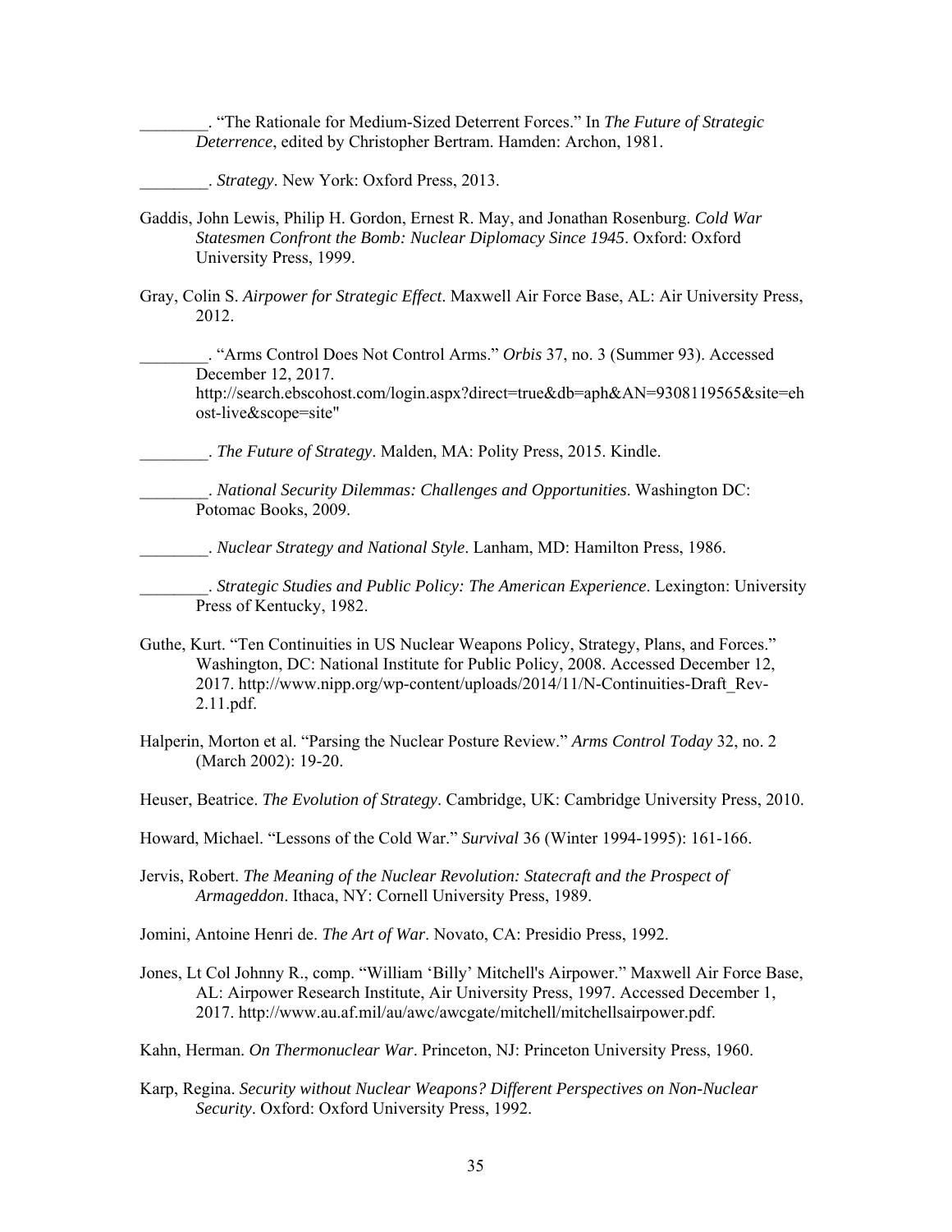________. "The Rationale for Medium-Sized Deterrent Forces." In *The Future of Strategic Deterrence*, edited by Christopher Bertram. Hamden: Archon, 1981.

________. *Strategy*. New York: Oxford Press, 2013.

Gaddis, John Lewis, Philip H. Gordon, Ernest R. May, and Jonathan Rosenburg. *Cold War Statesmen Confront the Bomb: Nuclear Diplomacy Since 1945*. Oxford: Oxford University Press, 1999.

Gray, Colin S. *Airpower for Strategic Effect*. Maxwell Air Force Base, AL: Air University Press, 2012.

________. "Arms Control Does Not Control Arms." *Orbis* 37, no. 3 (Summer 93). Accessed December 12, 2017. http://search.ebscohost.com/login.aspx?direct=true&db=aph&AN=9308119565&site=ehost-live&scope=site"

________. *The Future of Strategy*. Malden, MA: Polity Press, 2015. Kindle.

________. *National Security Dilemmas: Challenges and Opportunities*. Washington DC: Potomac Books, 2009.

________. *Nuclear Strategy and National Style*. Lanham, MD: Hamilton Press, 1986.

________. *Strategic Studies and Public Policy: The American Experience*. Lexington: University Press of Kentucky, 1982.

Guthe, Kurt. "Ten Continuities in US Nuclear Weapons Policy, Strategy, Plans, and Forces." Washington, DC: National Institute for Public Policy, 2008. Accessed December 12, 2017. http://www.nipp.org/wp-content/uploads/2014/11/N-Continuities-Draft_Rev-2.11.pdf.

Halperin, Morton et al. "Parsing the Nuclear Posture Review." *Arms Control Today* 32, no. 2 (March 2002): 19-20.

Heuser, Beatrice. *The Evolution of Strategy*. Cambridge, UK: Cambridge University Press, 2010.

Howard, Michael. "Lessons of the Cold War." *Survival* 36 (Winter 1994-1995): 161-166.

Jervis, Robert. *The Meaning of the Nuclear Revolution: Statecraft and the Prospect of Armageddon*. Ithaca, NY: Cornell University Press, 1989.

Jomini, Antoine Henri de. *The Art of War*. Novato, CA: Presidio Press, 1992.

Jones, Lt Col Johnny R., comp. "William 'Billy' Mitchell's Airpower." Maxwell Air Force Base, AL: Airpower Research Institute, Air University Press, 1997. Accessed December 1, 2017. http://www.au.af.mil/au/awc/awcgate/mitchell/mitchellsairpower.pdf.

Kahn, Herman. *On Thermonuclear War*. Princeton, NJ: Princeton University Press, 1960.

Karp, Regina. *Security without Nuclear Weapons? Different Perspectives on Non-Nuclear Security*. Oxford: Oxford University Press, 1992.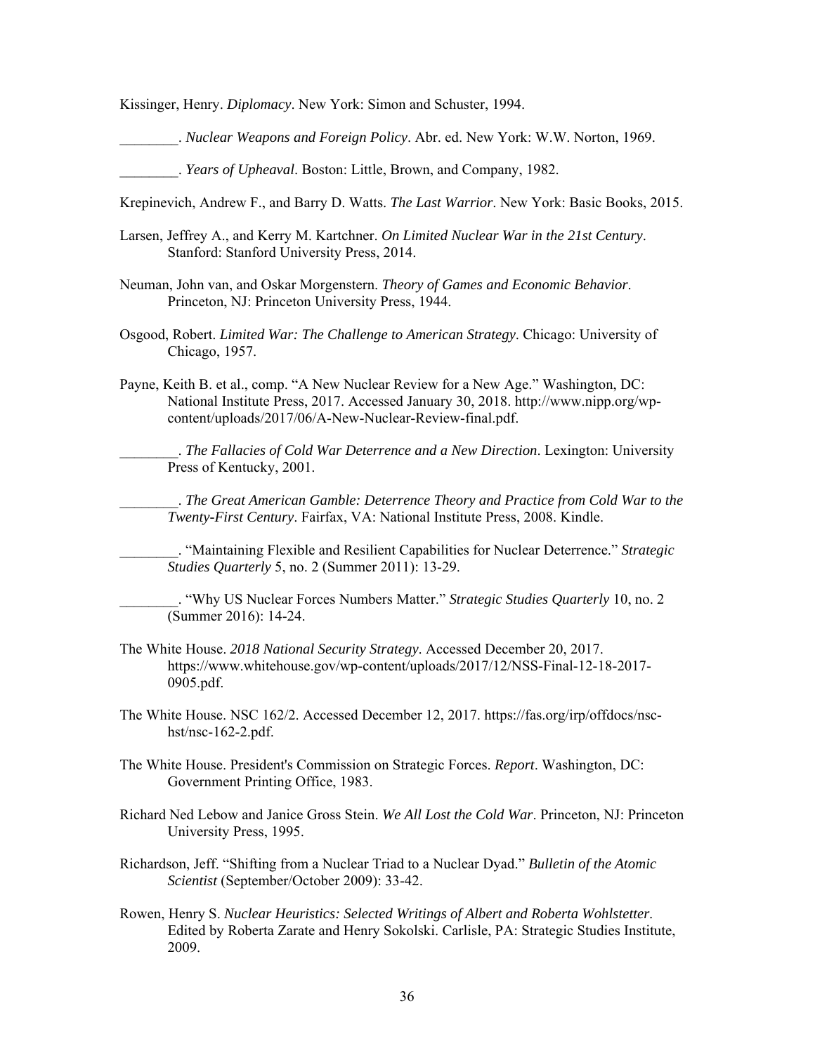Kissinger, Henry. *Diplomacy*. New York: Simon and Schuster, 1994.

________. *Nuclear Weapons and Foreign Policy*. Abr. ed. New York: W.W. Norton, 1969.

________. *Years of Upheaval*. Boston: Little, Brown, and Company, 1982.

Krepinevich, Andrew F., and Barry D. Watts. *The Last Warrior*. New York: Basic Books, 2015.

Larsen, Jeffrey A., and Kerry M. Kartchner. *On Limited Nuclear War in the 21st Century*. Stanford: Stanford University Press, 2014.

Neuman, John van, and Oskar Morgenstern. *Theory of Games and Economic Behavior*. Princeton, NJ: Princeton University Press, 1944.

Osgood, Robert. *Limited War: The Challenge to American Strategy*. Chicago: University of Chicago, 1957.

Payne, Keith B. et al., comp. "A New Nuclear Review for a New Age." Washington, DC: National Institute Press, 2017. Accessed January 30, 2018. http://www.nipp.org/wp-content/uploads/2017/06/A-New-Nuclear-Review-final.pdf.

________. *The Fallacies of Cold War Deterrence and a New Direction*. Lexington: University Press of Kentucky, 2001.

________. *The Great American Gamble: Deterrence Theory and Practice from Cold War to the Twenty-First Century*. Fairfax, VA: National Institute Press, 2008. Kindle.

________. "Maintaining Flexible and Resilient Capabilities for Nuclear Deterrence." *Strategic Studies Quarterly* 5, no. 2 (Summer 2011): 13-29.

________. "Why US Nuclear Forces Numbers Matter." *Strategic Studies Quarterly* 10, no. 2 (Summer 2016): 14-24.

The White House. *2018 National Security Strategy*. Accessed December 20, 2017. https://www.whitehouse.gov/wp-content/uploads/2017/12/NSS-Final-12-18-2017-0905.pdf.

The White House. NSC 162/2. Accessed December 12, 2017. https://fas.org/irp/offdocs/nsc-hst/nsc-162-2.pdf.

The White House. President's Commission on Strategic Forces. *Report*. Washington, DC: Government Printing Office, 1983.

Richard Ned Lebow and Janice Gross Stein. *We All Lost the Cold War*. Princeton, NJ: Princeton University Press, 1995.

Richardson, Jeff. "Shifting from a Nuclear Triad to a Nuclear Dyad." *Bulletin of the Atomic Scientist* (September/October 2009): 33-42.

Rowen, Henry S. *Nuclear Heuristics: Selected Writings of Albert and Roberta Wohlstetter*. Edited by Roberta Zarate and Henry Sokolski. Carlisle, PA: Strategic Studies Institute, 2009.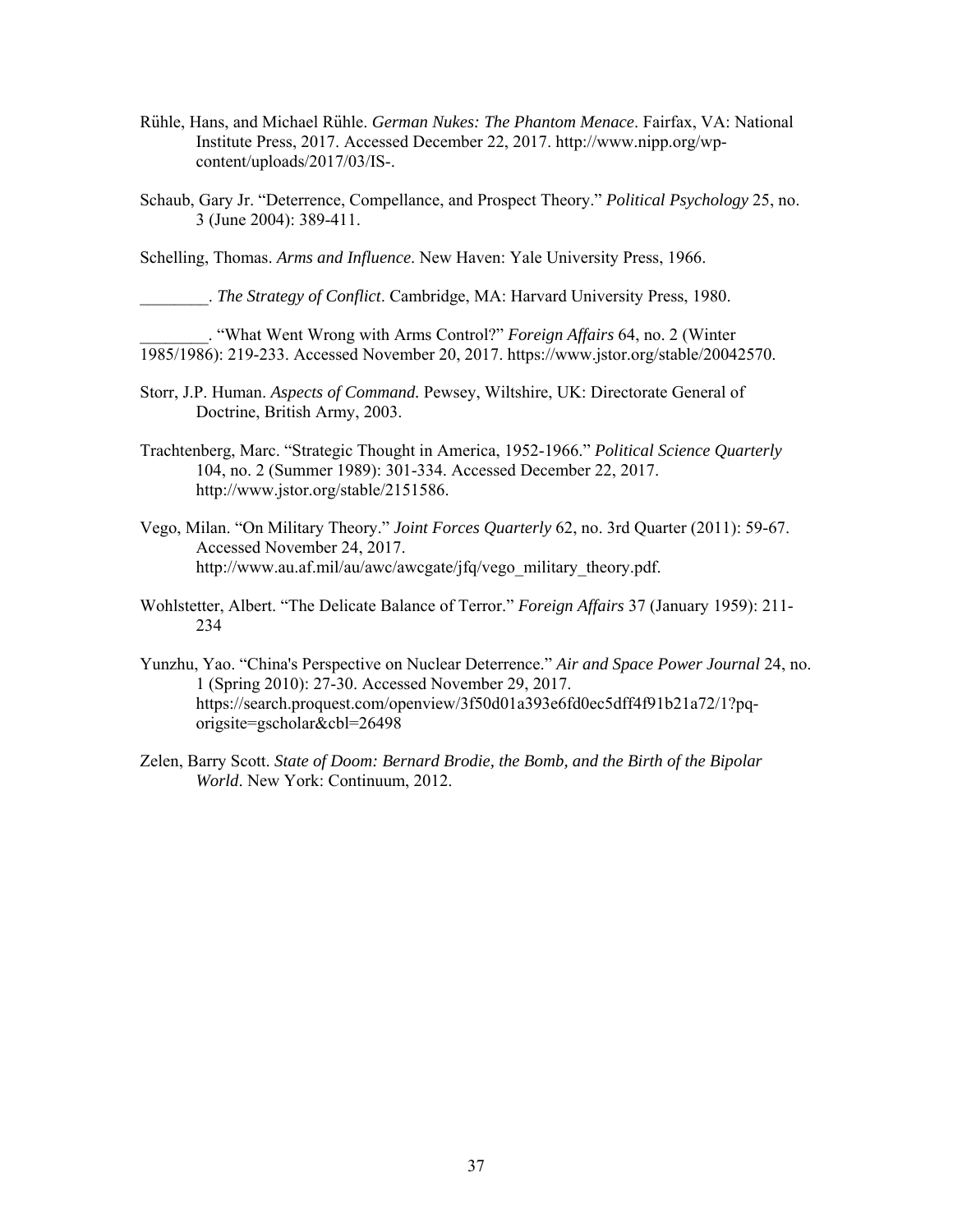Rühle, Hans, and Michael Rühle. *German Nukes: The Phantom Menace*. Fairfax, VA: National Institute Press, 2017. Accessed December 22, 2017. http://www.nipp.org/wp-content/uploads/2017/03/IS-.

Schaub, Gary Jr. "Deterrence, Compellance, and Prospect Theory." *Political Psychology* 25, no. 3 (June 2004): 389-411.

Schelling, Thomas. *Arms and Influence*. New Haven: Yale University Press, 1966.

________. *The Strategy of Conflict*. Cambridge, MA: Harvard University Press, 1980.

________. "What Went Wrong with Arms Control?" *Foreign Affairs* 64, no. 2 (Winter 1985/1986): 219-233. Accessed November 20, 2017. https://www.jstor.org/stable/20042570.

Storr, J.P. Human. *Aspects of Command.* Pewsey, Wiltshire, UK: Directorate General of Doctrine, British Army, 2003.

Trachtenberg, Marc. "Strategic Thought in America, 1952-1966." *Political Science Quarterly* 104, no. 2 (Summer 1989): 301-334. Accessed December 22, 2017. http://www.jstor.org/stable/2151586.

Vego, Milan. "On Military Theory." *Joint Forces Quarterly* 62, no. 3rd Quarter (2011): 59-67. Accessed November 24, 2017. http://www.au.af.mil/au/awc/awcgate/jfq/vego_military_theory.pdf.

Wohlstetter, Albert. "The Delicate Balance of Terror." *Foreign Affairs* 37 (January 1959): 211-234

Yunzhu, Yao. "China's Perspective on Nuclear Deterrence." *Air and Space Power Journal* 24, no. 1 (Spring 2010): 27-30. Accessed November 29, 2017. https://search.proquest.com/openview/3f50d01a393e6fd0ec5dff4f91b21a72/1?pq-origsite=gscholar&cbl=26498

Zelen, Barry Scott. *State of Doom: Bernard Brodie, the Bomb, and the Birth of the Bipolar World*. New York: Continuum, 2012.